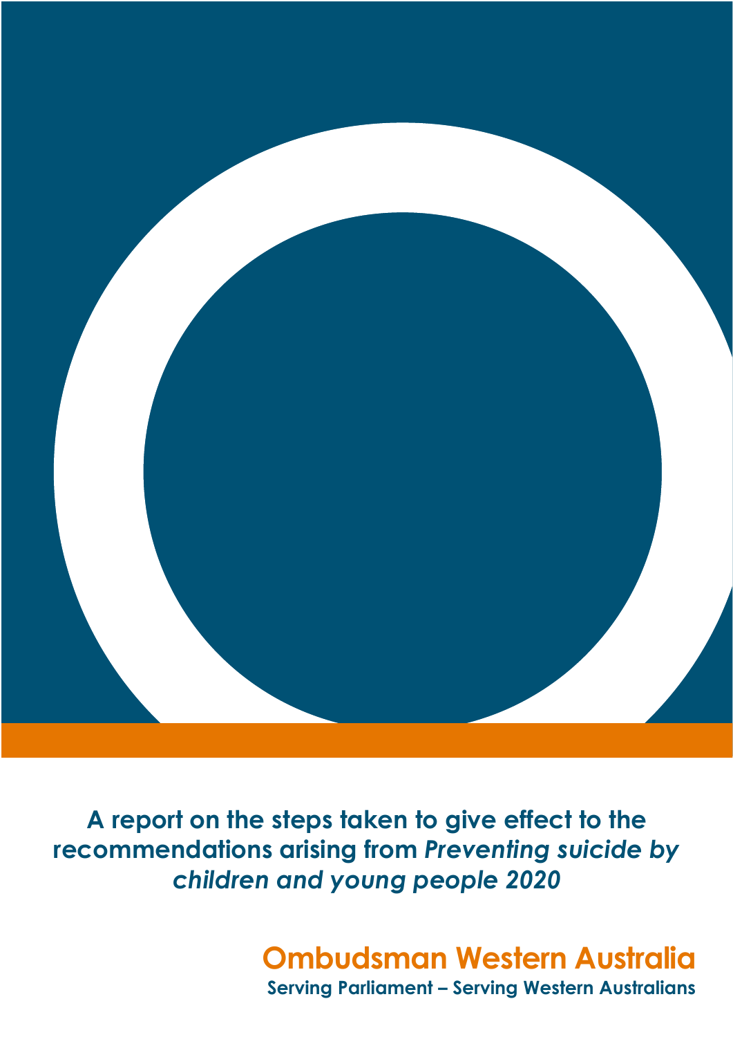# A report on the steps taken to give effect to the recommendations arising from *Preventing suicide by children and young people 2020*

**Ombudsman Western Australia**

**Serving Parliament – Serving Western Australians**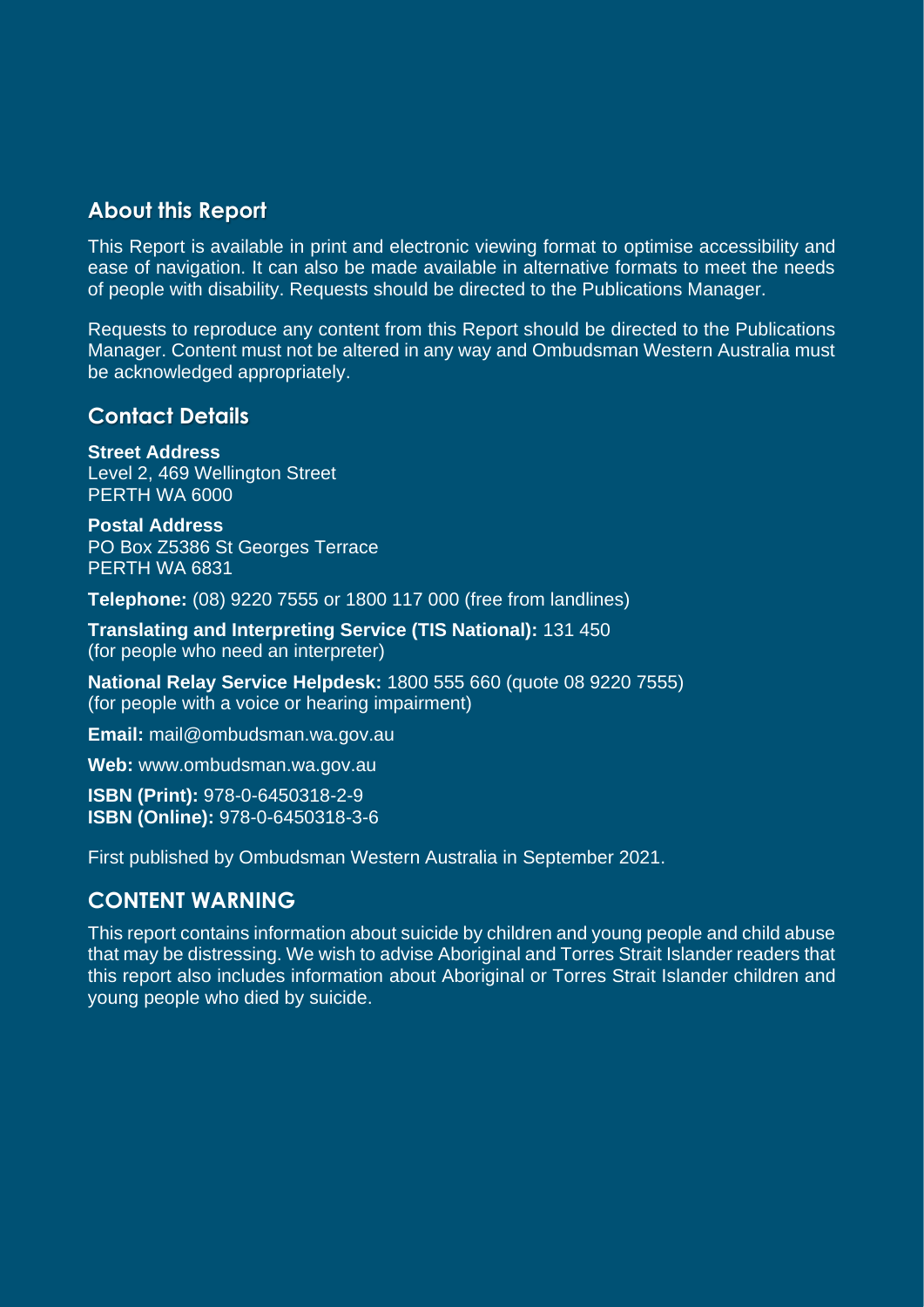## About this Report

This Report is available in print and electronic viewing format to optimise accessibility and ease of navigation. It can also be made available in alternative formats to meet the needs of people with disability. Requests should be directed to the Publications Manager.

Requests to reproduce any content from this Report should be directed to the Publications Manager. Content must not be altered in any way and Ombudsman Western Australia must be acknowledged appropriately.

## Contact Details

**Street Address**
Level 2, 469 Wellington Street
PERTH WA 6000

**Postal Address**
PO Box Z5386 St Georges Terrace
PERTH WA 6831

**Telephone:** (08) 9220 7555 or 1800 117 000 (free from landlines)

**Translating and Interpreting Service (TIS National):** 131 450
(for people who need an interpreter)

**National Relay Service Helpdesk:** 1800 555 660 (quote 08 9220 7555)
(for people with a voice or hearing impairment)

**Email:** mail@ombudsman.wa.gov.au

**Web:** www.ombudsman.wa.gov.au

**ISBN (Print):** 978-0-6450318-2-9
**ISBN (Online):** 978-0-6450318-3-6

First published by Ombudsman Western Australia in September 2021.

## CONTENT WARNING

This report contains information about suicide by children and young people and child abuse that may be distressing. We wish to advise Aboriginal and Torres Strait Islander readers that this report also includes information about Aboriginal or Torres Strait Islander children and young people who died by suicide.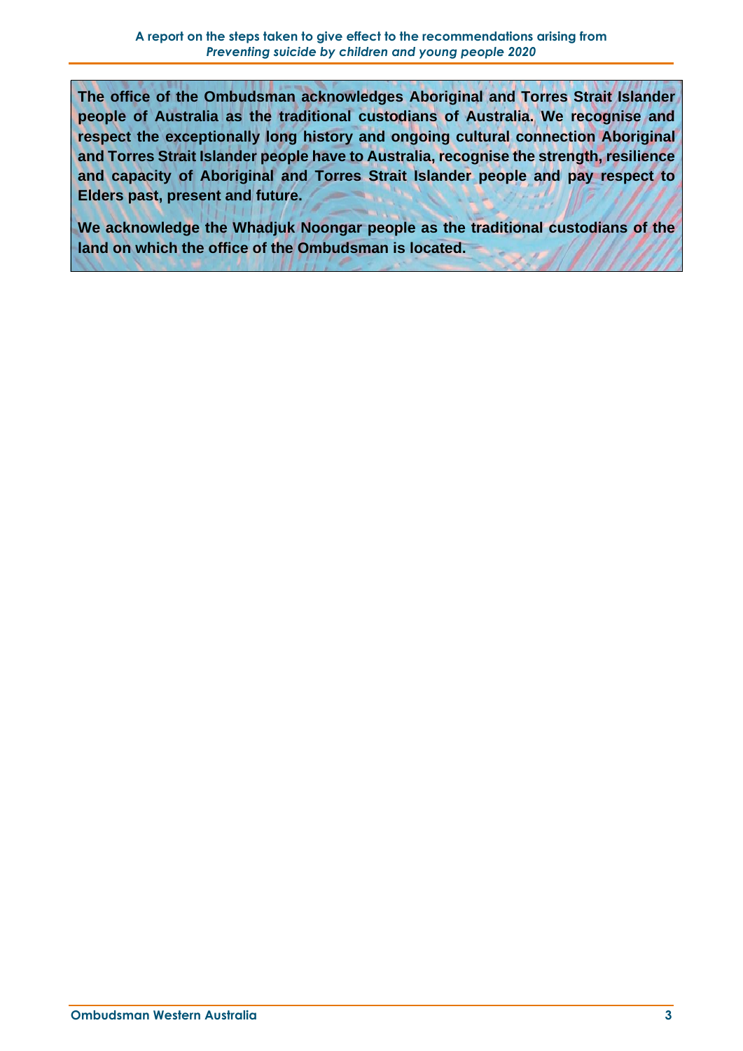**The office of the Ombudsman acknowledges Aboriginal and Torres Strait Islander people of Australia as the traditional custodians of Australia. We recognise and respect the exceptionally long history and ongoing cultural connection Aboriginal and Torres Strait Islander people have to Australia, recognise the strength, resilience and capacity of Aboriginal and Torres Strait Islander people and pay respect to Elders past, present and future.**

**We acknowledge the Whadjuk Noongar people as the traditional custodians of the land on which the office of the Ombudsman is located.**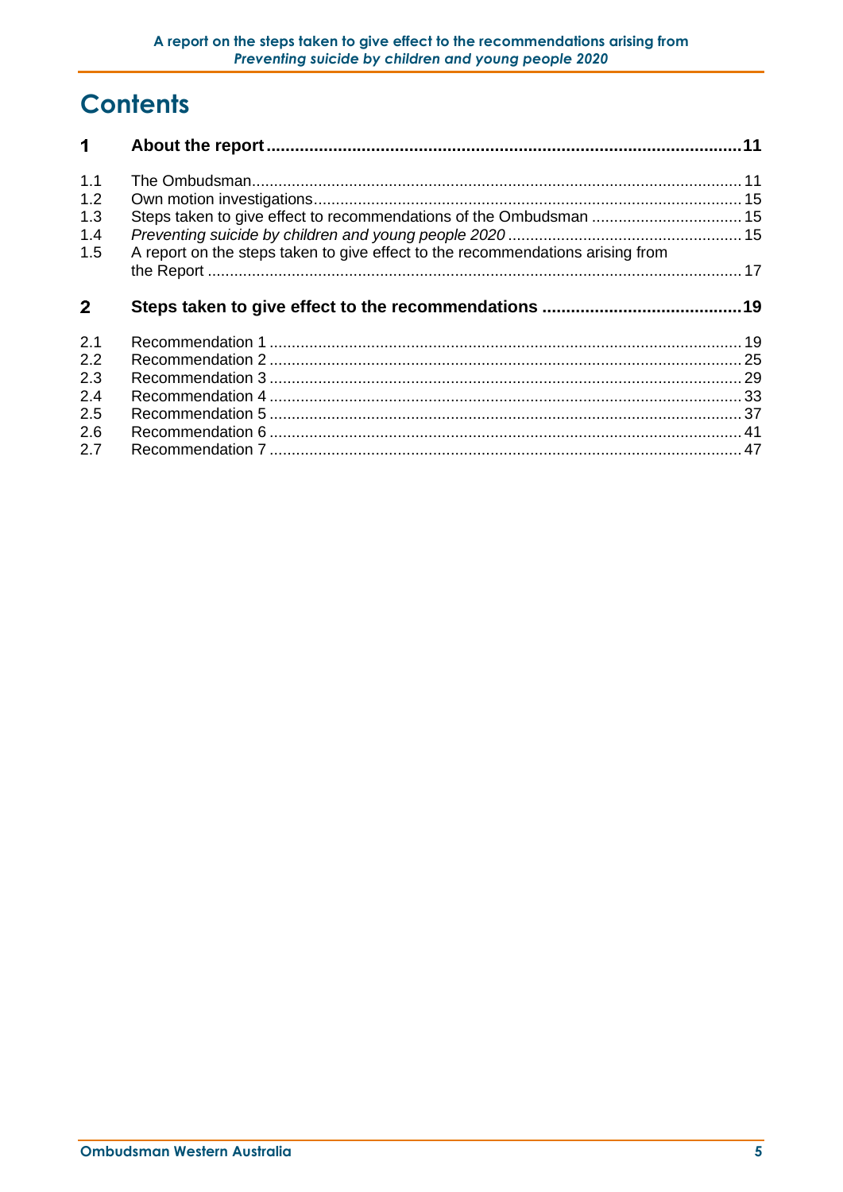# Contents

| | | |
|---|---|---|
| **1** | **About the report** | **11** |
| 1.1 | The Ombudsman | 11 |
| 1.2 | Own motion investigations | 15 |
| 1.3 | Steps taken to give effect to recommendations of the Ombudsman | 15 |
| 1.4 | *Preventing suicide by children and young people 2020* | 15 |
| 1.5 | A report on the steps taken to give effect to the recommendations arising from the Report | 17 |
| **2** | **Steps taken to give effect to the recommendations** | **19** |
| 2.1 | Recommendation 1 | 19 |
| 2.2 | Recommendation 2 | 25 |
| 2.3 | Recommendation 3 | 29 |
| 2.4 | Recommendation 4 | 33 |
| 2.5 | Recommendation 5 | 37 |
| 2.6 | Recommendation 6 | 41 |
| 2.7 | Recommendation 7 | 47 |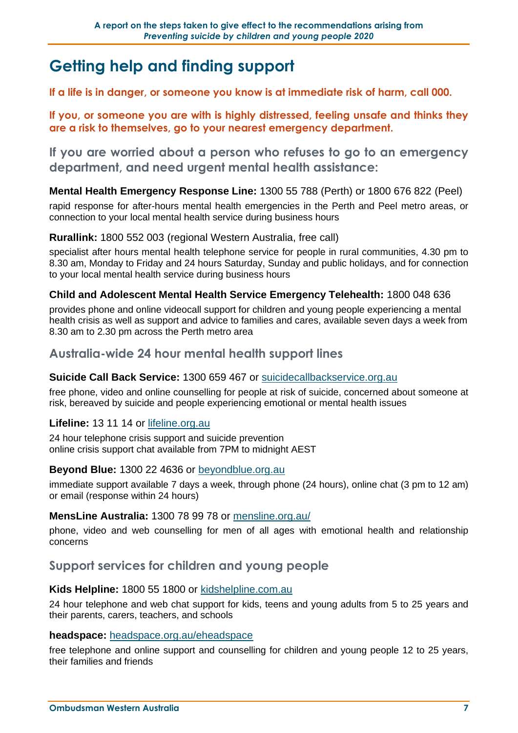# Getting help and finding support

**If a life is in danger, or someone you know is at immediate risk of harm, call 000.**

**If you, or someone you are with is highly distressed, feeling unsafe and thinks they are a risk to themselves, go to your nearest emergency department.**

## If you are worried about a person who refuses to go to an emergency department, and need urgent mental health assistance:

**Mental Health Emergency Response Line:** 1300 55 788 (Perth) or 1800 676 822 (Peel)

rapid response for after-hours mental health emergencies in the Perth and Peel metro areas, or connection to your local mental health service during business hours

**Rurallink:** 1800 552 003 (regional Western Australia, free call)

specialist after hours mental health telephone service for people in rural communities, 4.30 pm to 8.30 am, Monday to Friday and 24 hours Saturday, Sunday and public holidays, and for connection to your local mental health service during business hours

**Child and Adolescent Mental Health Service Emergency Telehealth:** 1800 048 636

provides phone and online videocall support for children and young people experiencing a mental health crisis as well as support and advice to families and cares, available seven days a week from 8.30 am to 2.30 pm across the Perth metro area

## Australia-wide 24 hour mental health support lines

**Suicide Call Back Service:** 1300 659 467 or suicidecallbackservice.org.au

free phone, video and online counselling for people at risk of suicide, concerned about someone at risk, bereaved by suicide and people experiencing emotional or mental health issues

**Lifeline:** 13 11 14 or lifeline.org.au

24 hour telephone crisis support and suicide prevention
online crisis support chat available from 7PM to midnight AEST

**Beyond Blue:** 1300 22 4636 or beyondblue.org.au

immediate support available 7 days a week, through phone (24 hours), online chat (3 pm to 12 am) or email (response within 24 hours)

**MensLine Australia:** 1300 78 99 78 or mensline.org.au/

phone, video and web counselling for men of all ages with emotional health and relationship concerns

## Support services for children and young people

**Kids Helpline:** 1800 55 1800 or kidshelpline.com.au

24 hour telephone and web chat support for kids, teens and young adults from 5 to 25 years and their parents, carers, teachers, and schools

**headspace:** headspace.org.au/eheadspace

free telephone and online support and counselling for children and young people 12 to 25 years, their families and friends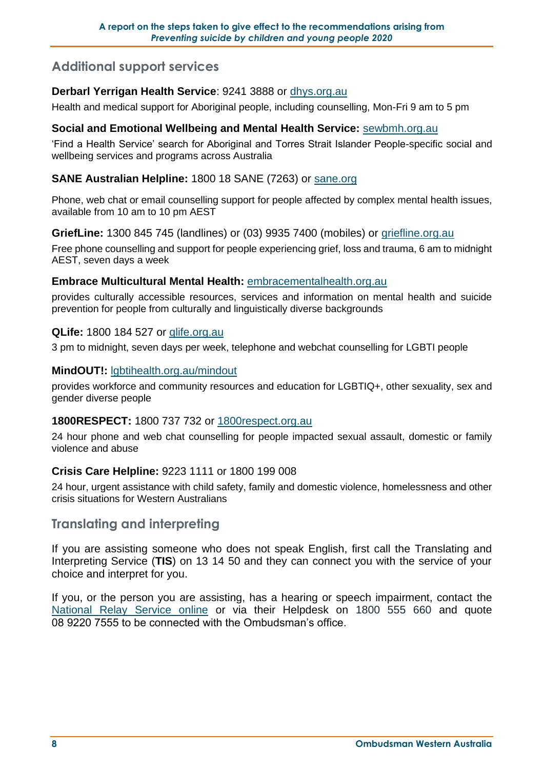## Additional support services

**Derbarl Yerrigan Health Service**: 9241 3888 or dhys.org.au

Health and medical support for Aboriginal people, including counselling, Mon-Fri 9 am to 5 pm

**Social and Emotional Wellbeing and Mental Health Service:** sewbmh.org.au

'Find a Health Service' search for Aboriginal and Torres Strait Islander People-specific social and wellbeing services and programs across Australia

**SANE Australian Helpline:** 1800 18 SANE (7263) or sane.org

Phone, web chat or email counselling support for people affected by complex mental health issues, available from 10 am to 10 pm AEST

**GriefLine:** 1300 845 745 (landlines) or (03) 9935 7400 (mobiles) or griefline.org.au

Free phone counselling and support for people experiencing grief, loss and trauma, 6 am to midnight AEST, seven days a week

**Embrace Multicultural Mental Health:** embracementalhealth.org.au

provides culturally accessible resources, services and information on mental health and suicide prevention for people from culturally and linguistically diverse backgrounds

**QLife:** 1800 184 527 or qlife.org.au

3 pm to midnight, seven days per week, telephone and webchat counselling for LGBTI people

**MindOUT!:** lgbtihealth.org.au/mindout

provides workforce and community resources and education for LGBTIQ+, other sexuality, sex and gender diverse people

**1800RESPECT:** 1800 737 732 or 1800respect.org.au

24 hour phone and web chat counselling for people impacted sexual assault, domestic or family violence and abuse

**Crisis Care Helpline:** 9223 1111 or 1800 199 008

24 hour, urgent assistance with child safety, family and domestic violence, homelessness and other crisis situations for Western Australians

## Translating and interpreting

If you are assisting someone who does not speak English, first call the Translating and Interpreting Service (**TIS**) on 13 14 50 and they can connect you with the service of your choice and interpret for you.

If you, or the person you are assisting, has a hearing or speech impairment, contact the National Relay Service online or via their Helpdesk on 1800 555 660 and quote 08 9220 7555 to be connected with the Ombudsman's office.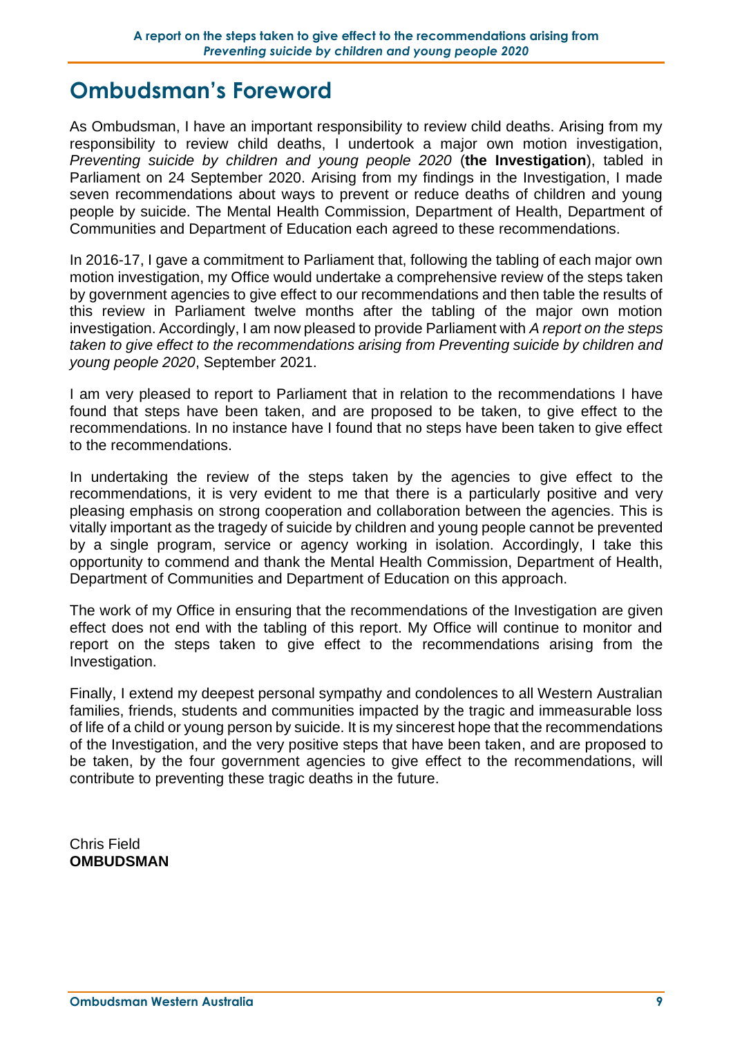# Ombudsman's Foreword

As Ombudsman, I have an important responsibility to review child deaths. Arising from my responsibility to review child deaths, I undertook a major own motion investigation, *Preventing suicide by children and young people 2020* (**the Investigation**), tabled in Parliament on 24 September 2020. Arising from my findings in the Investigation, I made seven recommendations about ways to prevent or reduce deaths of children and young people by suicide. The Mental Health Commission, Department of Health, Department of Communities and Department of Education each agreed to these recommendations.

In 2016-17, I gave a commitment to Parliament that, following the tabling of each major own motion investigation, my Office would undertake a comprehensive review of the steps taken by government agencies to give effect to our recommendations and then table the results of this review in Parliament twelve months after the tabling of the major own motion investigation. Accordingly, I am now pleased to provide Parliament with *A report on the steps taken to give effect to the recommendations arising from Preventing suicide by children and young people 2020*, September 2021.

I am very pleased to report to Parliament that in relation to the recommendations I have found that steps have been taken, and are proposed to be taken, to give effect to the recommendations. In no instance have I found that no steps have been taken to give effect to the recommendations.

In undertaking the review of the steps taken by the agencies to give effect to the recommendations, it is very evident to me that there is a particularly positive and very pleasing emphasis on strong cooperation and collaboration between the agencies. This is vitally important as the tragedy of suicide by children and young people cannot be prevented by a single program, service or agency working in isolation. Accordingly, I take this opportunity to commend and thank the Mental Health Commission, Department of Health, Department of Communities and Department of Education on this approach.

The work of my Office in ensuring that the recommendations of the Investigation are given effect does not end with the tabling of this report. My Office will continue to monitor and report on the steps taken to give effect to the recommendations arising from the Investigation.

Finally, I extend my deepest personal sympathy and condolences to all Western Australian families, friends, students and communities impacted by the tragic and immeasurable loss of life of a child or young person by suicide. It is my sincerest hope that the recommendations of the Investigation, and the very positive steps that have been taken, and are proposed to be taken, by the four government agencies to give effect to the recommendations, will contribute to preventing these tragic deaths in the future.

Chris Field
**OMBUDSMAN**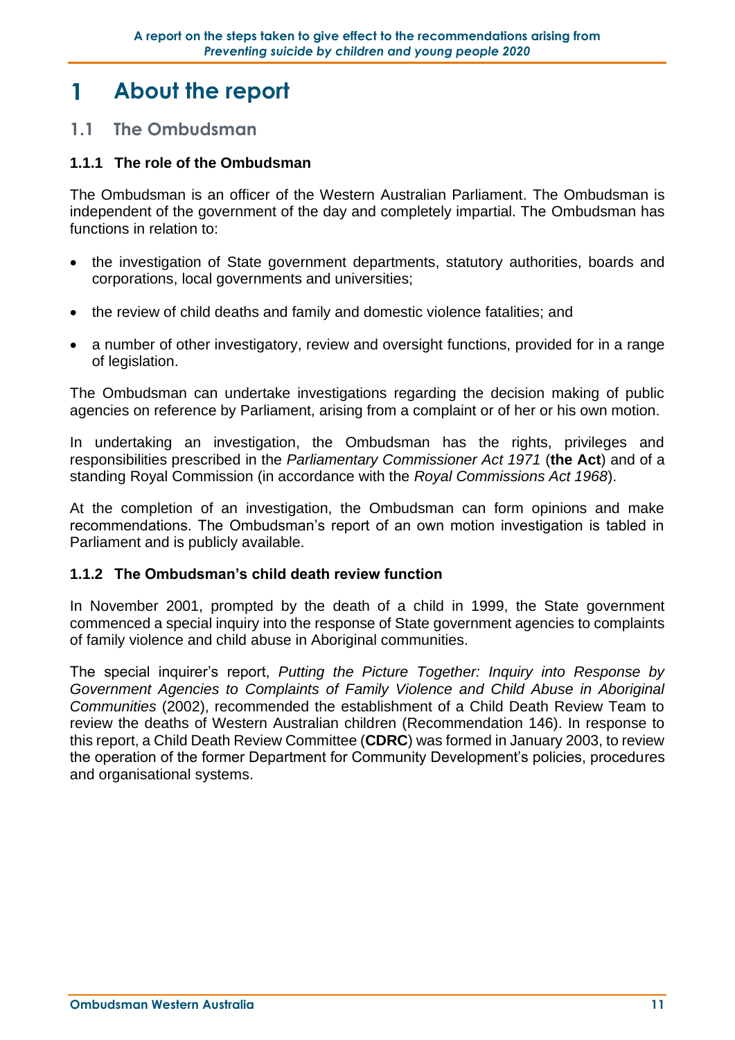# 1 About the report

## 1.1 The Ombudsman

### 1.1.1 The role of the Ombudsman

The Ombudsman is an officer of the Western Australian Parliament. The Ombudsman is independent of the government of the day and completely impartial. The Ombudsman has functions in relation to:

- the investigation of State government departments, statutory authorities, boards and corporations, local governments and universities;
- the review of child deaths and family and domestic violence fatalities; and
- a number of other investigatory, review and oversight functions, provided for in a range of legislation.

The Ombudsman can undertake investigations regarding the decision making of public agencies on reference by Parliament, arising from a complaint or of her or his own motion.

In undertaking an investigation, the Ombudsman has the rights, privileges and responsibilities prescribed in the *Parliamentary Commissioner Act 1971* (**the Act**) and of a standing Royal Commission (in accordance with the *Royal Commissions Act 1968*).

At the completion of an investigation, the Ombudsman can form opinions and make recommendations. The Ombudsman's report of an own motion investigation is tabled in Parliament and is publicly available.

### 1.1.2 The Ombudsman's child death review function

In November 2001, prompted by the death of a child in 1999, the State government commenced a special inquiry into the response of State government agencies to complaints of family violence and child abuse in Aboriginal communities.

The special inquirer's report, *Putting the Picture Together: Inquiry into Response by Government Agencies to Complaints of Family Violence and Child Abuse in Aboriginal Communities* (2002), recommended the establishment of a Child Death Review Team to review the deaths of Western Australian children (Recommendation 146). In response to this report, a Child Death Review Committee (**CDRC**) was formed in January 2003, to review the operation of the former Department for Community Development's policies, procedures and organisational systems.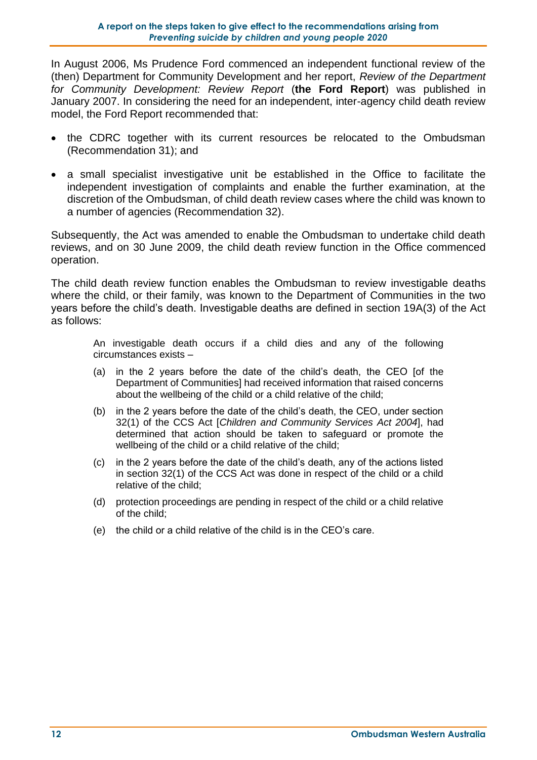In August 2006, Ms Prudence Ford commenced an independent functional review of the (then) Department for Community Development and her report, *Review of the Department for Community Development: Review Report* (**the Ford Report**) was published in January 2007. In considering the need for an independent, inter-agency child death review model, the Ford Report recommended that:

- the CDRC together with its current resources be relocated to the Ombudsman (Recommendation 31); and
- a small specialist investigative unit be established in the Office to facilitate the independent investigation of complaints and enable the further examination, at the discretion of the Ombudsman, of child death review cases where the child was known to a number of agencies (Recommendation 32).

Subsequently, the Act was amended to enable the Ombudsman to undertake child death reviews, and on 30 June 2009, the child death review function in the Office commenced operation.

The child death review function enables the Ombudsman to review investigable deaths where the child, or their family, was known to the Department of Communities in the two years before the child's death. Investigable deaths are defined in section 19A(3) of the Act as follows:

> An investigable death occurs if a child dies and any of the following circumstances exists –
>
> (a) in the 2 years before the date of the child's death, the CEO [of the Department of Communities] had received information that raised concerns about the wellbeing of the child or a child relative of the child;
>
> (b) in the 2 years before the date of the child's death, the CEO, under section 32(1) of the CCS Act [*Children and Community Services Act 2004*], had determined that action should be taken to safeguard or promote the wellbeing of the child or a child relative of the child;
>
> (c) in the 2 years before the date of the child's death, any of the actions listed in section 32(1) of the CCS Act was done in respect of the child or a child relative of the child;
>
> (d) protection proceedings are pending in respect of the child or a child relative of the child;
>
> (e) the child or a child relative of the child is in the CEO's care.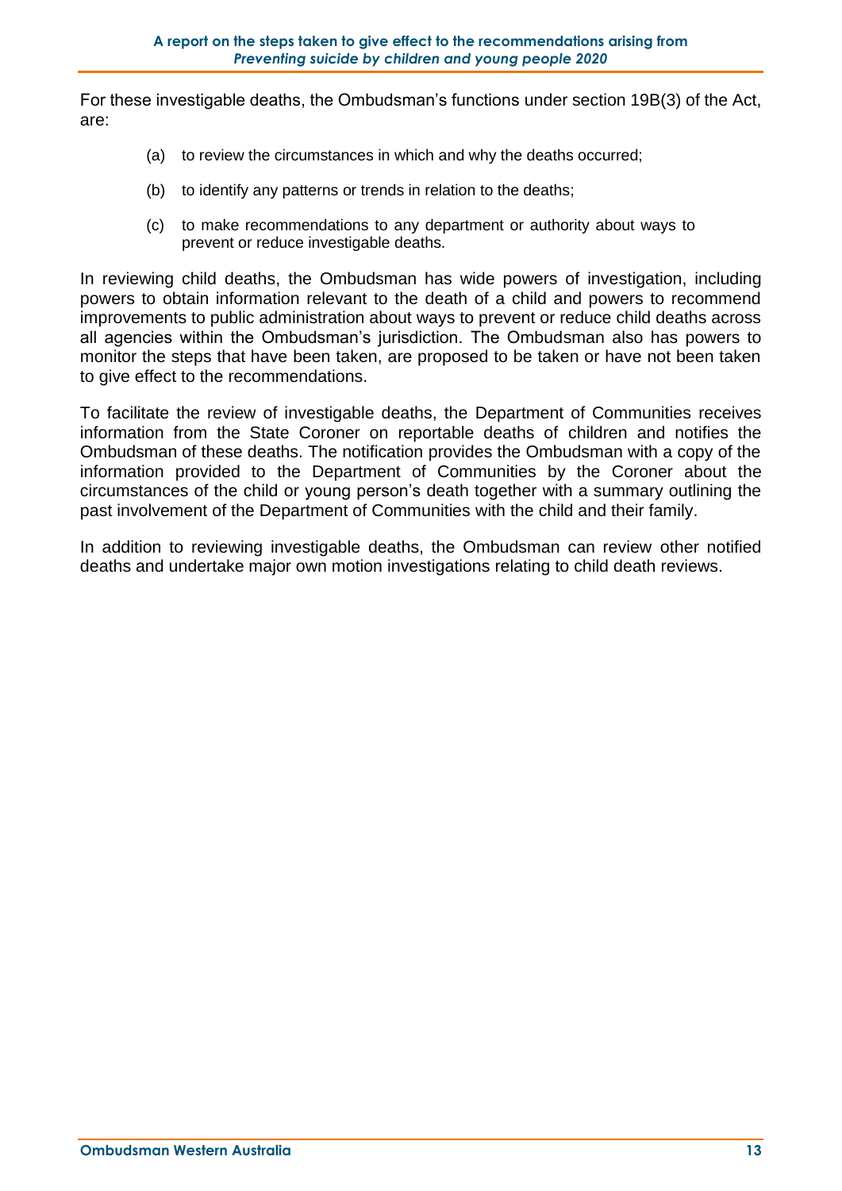For these investigable deaths, the Ombudsman's functions under section 19B(3) of the Act, are:

(a) to review the circumstances in which and why the deaths occurred;

(b) to identify any patterns or trends in relation to the deaths;

(c) to make recommendations to any department or authority about ways to prevent or reduce investigable deaths.

In reviewing child deaths, the Ombudsman has wide powers of investigation, including powers to obtain information relevant to the death of a child and powers to recommend improvements to public administration about ways to prevent or reduce child deaths across all agencies within the Ombudsman's jurisdiction. The Ombudsman also has powers to monitor the steps that have been taken, are proposed to be taken or have not been taken to give effect to the recommendations.

To facilitate the review of investigable deaths, the Department of Communities receives information from the State Coroner on reportable deaths of children and notifies the Ombudsman of these deaths. The notification provides the Ombudsman with a copy of the information provided to the Department of Communities by the Coroner about the circumstances of the child or young person's death together with a summary outlining the past involvement of the Department of Communities with the child and their family.

In addition to reviewing investigable deaths, the Ombudsman can review other notified deaths and undertake major own motion investigations relating to child death reviews.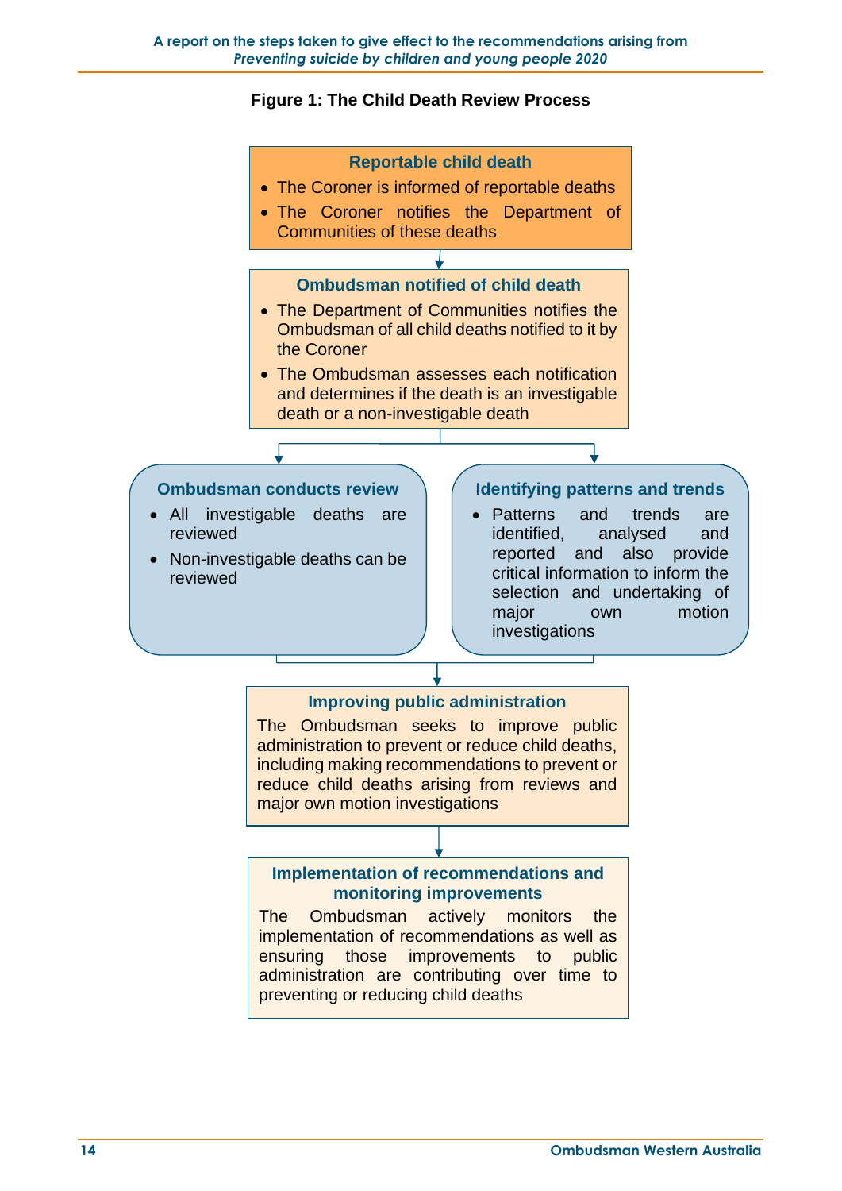**Figure 1: The Child Death Review Process**

**Reportable child death**

- The Coroner is informed of reportable deaths
- The Coroner notifies the Department of Communities of these deaths

**Ombudsman notified of child death**

- The Department of Communities notifies the Ombudsman of all child deaths notified to it by the Coroner
- The Ombudsman assesses each notification and determines if the death is an investigable death or a non-investigable death

**Ombudsman conducts review**

- All investigable deaths are reviewed
- Non-investigable deaths can be reviewed

**Identifying patterns and trends**

- Patterns and trends are identified, analysed and reported and also provide critical information to inform the selection and undertaking of major own motion investigations

**Improving public administration**

The Ombudsman seeks to improve public administration to prevent or reduce child deaths, including making recommendations to prevent or reduce child deaths arising from reviews and major own motion investigations

**Implementation of recommendations and monitoring improvements**

The Ombudsman actively monitors the implementation of recommendations as well as ensuring those improvements to public administration are contributing over time to preventing or reducing child deaths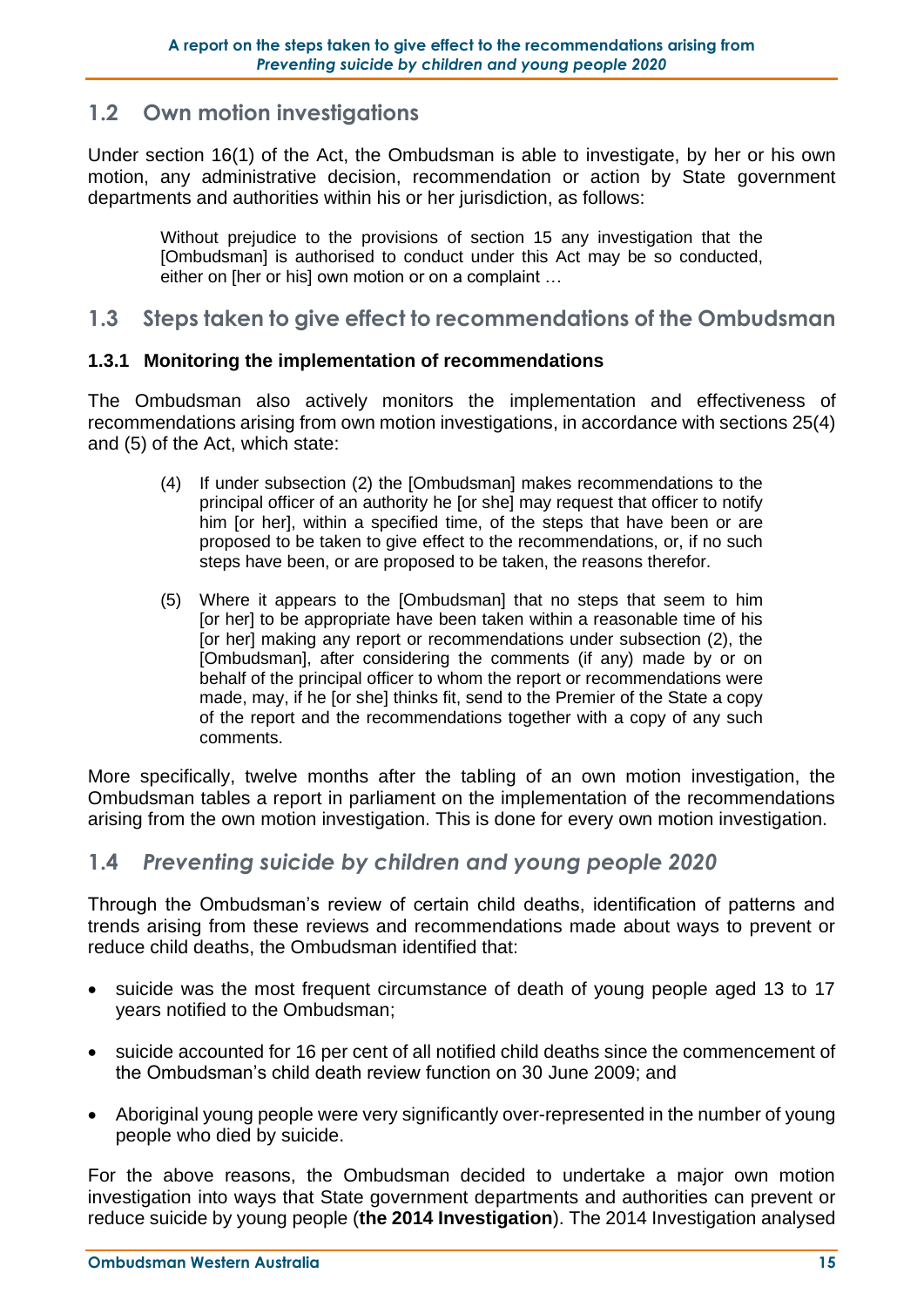## 1.2 Own motion investigations

Under section 16(1) of the Act, the Ombudsman is able to investigate, by her or his own motion, any administrative decision, recommendation or action by State government departments and authorities within his or her jurisdiction, as follows:

> Without prejudice to the provisions of section 15 any investigation that the [Ombudsman] is authorised to conduct under this Act may be so conducted, either on [her or his] own motion or on a complaint …

## 1.3 Steps taken to give effect to recommendations of the Ombudsman

### 1.3.1 Monitoring the implementation of recommendations

The Ombudsman also actively monitors the implementation and effectiveness of recommendations arising from own motion investigations, in accordance with sections 25(4) and (5) of the Act, which state:

> (4) If under subsection (2) the [Ombudsman] makes recommendations to the principal officer of an authority he [or she] may request that officer to notify him [or her], within a specified time, of the steps that have been or are proposed to be taken to give effect to the recommendations, or, if no such steps have been, or are proposed to be taken, the reasons therefor.
>
> (5) Where it appears to the [Ombudsman] that no steps that seem to him [or her] to be appropriate have been taken within a reasonable time of his [or her] making any report or recommendations under subsection (2), the [Ombudsman], after considering the comments (if any) made by or on behalf of the principal officer to whom the report or recommendations were made, may, if he [or she] thinks fit, send to the Premier of the State a copy of the report and the recommendations together with a copy of any such comments.

More specifically, twelve months after the tabling of an own motion investigation, the Ombudsman tables a report in parliament on the implementation of the recommendations arising from the own motion investigation. This is done for every own motion investigation.

## 1.4 *Preventing suicide by children and young people 2020*

Through the Ombudsman's review of certain child deaths, identification of patterns and trends arising from these reviews and recommendations made about ways to prevent or reduce child deaths, the Ombudsman identified that:

- suicide was the most frequent circumstance of death of young people aged 13 to 17 years notified to the Ombudsman;
- suicide accounted for 16 per cent of all notified child deaths since the commencement of the Ombudsman's child death review function on 30 June 2009; and
- Aboriginal young people were very significantly over-represented in the number of young people who died by suicide.

For the above reasons, the Ombudsman decided to undertake a major own motion investigation into ways that State government departments and authorities can prevent or reduce suicide by young people (**the 2014 Investigation**). The 2014 Investigation analysed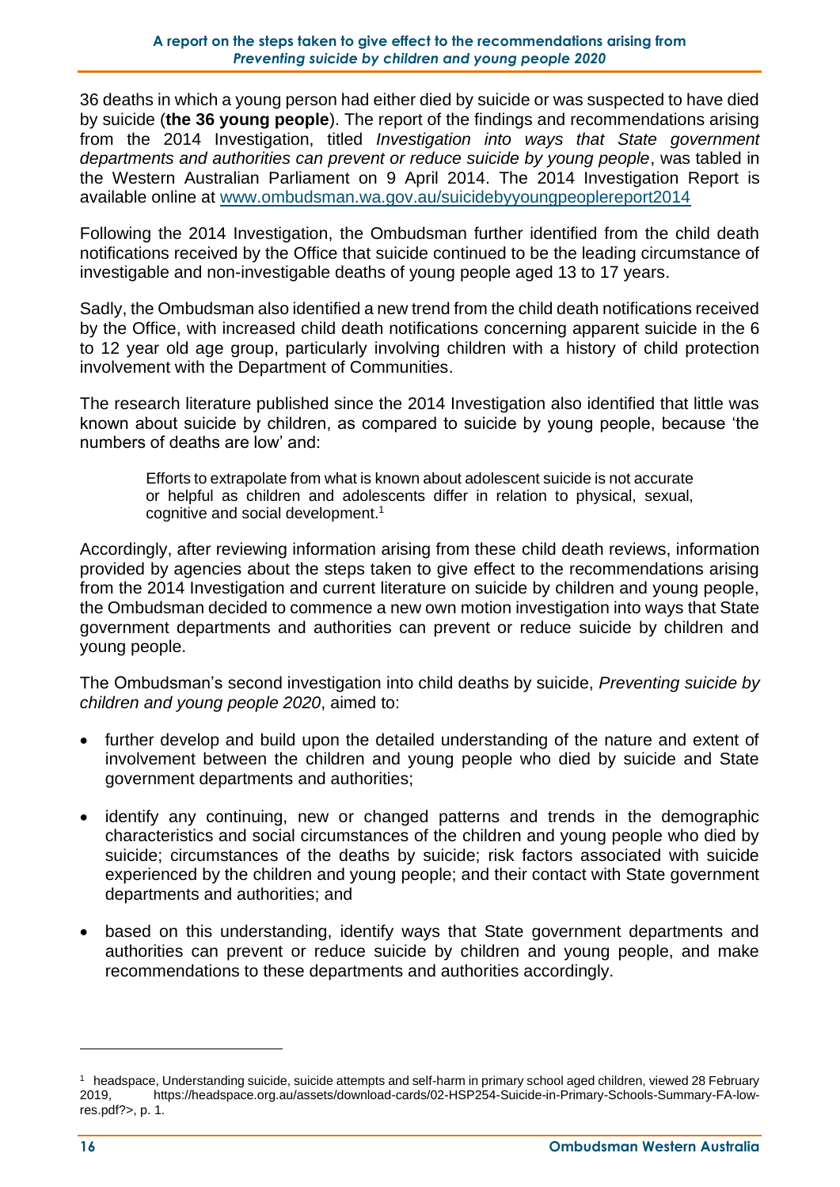36 deaths in which a young person had either died by suicide or was suspected to have died by suicide (**the 36 young people**). The report of the findings and recommendations arising from the 2014 Investigation, titled *Investigation into ways that State government departments and authorities can prevent or reduce suicide by young people*, was tabled in the Western Australian Parliament on 9 April 2014. The 2014 Investigation Report is available online at www.ombudsman.wa.gov.au/suicidebyyoungpeoplereport2014

Following the 2014 Investigation, the Ombudsman further identified from the child death notifications received by the Office that suicide continued to be the leading circumstance of investigable and non-investigable deaths of young people aged 13 to 17 years.

Sadly, the Ombudsman also identified a new trend from the child death notifications received by the Office, with increased child death notifications concerning apparent suicide in the 6 to 12 year old age group, particularly involving children with a history of child protection involvement with the Department of Communities.

The research literature published since the 2014 Investigation also identified that little was known about suicide by children, as compared to suicide by young people, because 'the numbers of deaths are low' and:

> Efforts to extrapolate from what is known about adolescent suicide is not accurate or helpful as children and adolescents differ in relation to physical, sexual, cognitive and social development.[1]

Accordingly, after reviewing information arising from these child death reviews, information provided by agencies about the steps taken to give effect to the recommendations arising from the 2014 Investigation and current literature on suicide by children and young people, the Ombudsman decided to commence a new own motion investigation into ways that State government departments and authorities can prevent or reduce suicide by children and young people.

The Ombudsman's second investigation into child deaths by suicide, *Preventing suicide by children and young people 2020*, aimed to:

- further develop and build upon the detailed understanding of the nature and extent of involvement between the children and young people who died by suicide and State government departments and authorities;
- identify any continuing, new or changed patterns and trends in the demographic characteristics and social circumstances of the children and young people who died by suicide; circumstances of the deaths by suicide; risk factors associated with suicide experienced by the children and young people; and their contact with State government departments and authorities; and
- based on this understanding, identify ways that State government departments and authorities can prevent or reduce suicide by children and young people, and make recommendations to these departments and authorities accordingly.

---

[1] headspace, Understanding suicide, suicide attempts and self-harm in primary school aged children, viewed 28 February 2019, https://headspace.org.au/assets/download-cards/02-HSP254-Suicide-in-Primary-Schools-Summary-FA-low-res.pdf?>, p. 1.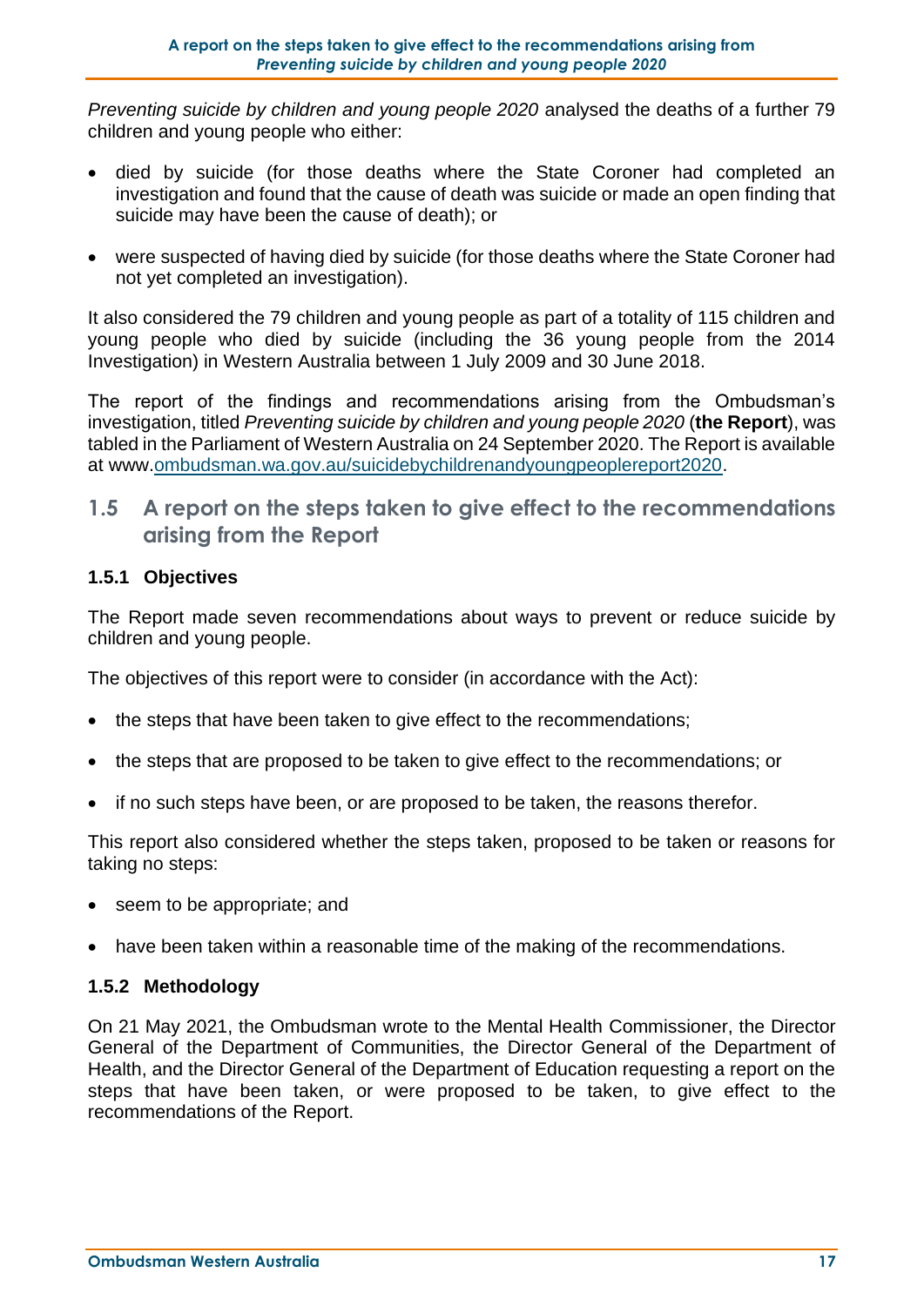*Preventing suicide by children and young people 2020* analysed the deaths of a further 79 children and young people who either:

- died by suicide (for those deaths where the State Coroner had completed an investigation and found that the cause of death was suicide or made an open finding that suicide may have been the cause of death); or
- were suspected of having died by suicide (for those deaths where the State Coroner had not yet completed an investigation).

It also considered the 79 children and young people as part of a totality of 115 children and young people who died by suicide (including the 36 young people from the 2014 Investigation) in Western Australia between 1 July 2009 and 30 June 2018.

The report of the findings and recommendations arising from the Ombudsman's investigation, titled *Preventing suicide by children and young people 2020* (**the Report**), was tabled in the Parliament of Western Australia on 24 September 2020. The Report is available at www.ombudsman.wa.gov.au/suicidebychildrenandyoungpeoplereport2020.

## 1.5 A report on the steps taken to give effect to the recommendations arising from the Report

### 1.5.1 Objectives

The Report made seven recommendations about ways to prevent or reduce suicide by children and young people.

The objectives of this report were to consider (in accordance with the Act):

- the steps that have been taken to give effect to the recommendations;
- the steps that are proposed to be taken to give effect to the recommendations; or
- if no such steps have been, or are proposed to be taken, the reasons therefor.

This report also considered whether the steps taken, proposed to be taken or reasons for taking no steps:

- seem to be appropriate; and
- have been taken within a reasonable time of the making of the recommendations.

### 1.5.2 Methodology

On 21 May 2021, the Ombudsman wrote to the Mental Health Commissioner, the Director General of the Department of Communities, the Director General of the Department of Health, and the Director General of the Department of Education requesting a report on the steps that have been taken, or were proposed to be taken, to give effect to the recommendations of the Report.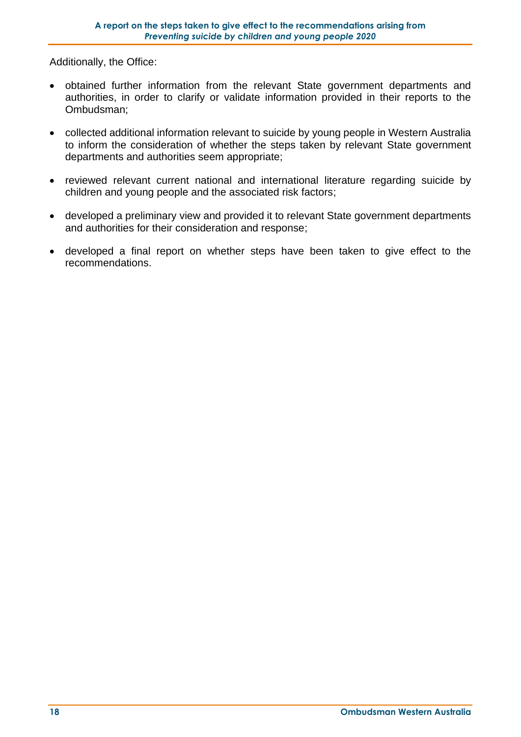Additionally, the Office:

- obtained further information from the relevant State government departments and authorities, in order to clarify or validate information provided in their reports to the Ombudsman;
- collected additional information relevant to suicide by young people in Western Australia to inform the consideration of whether the steps taken by relevant State government departments and authorities seem appropriate;
- reviewed relevant current national and international literature regarding suicide by children and young people and the associated risk factors;
- developed a preliminary view and provided it to relevant State government departments and authorities for their consideration and response;
- developed a final report on whether steps have been taken to give effect to the recommendations.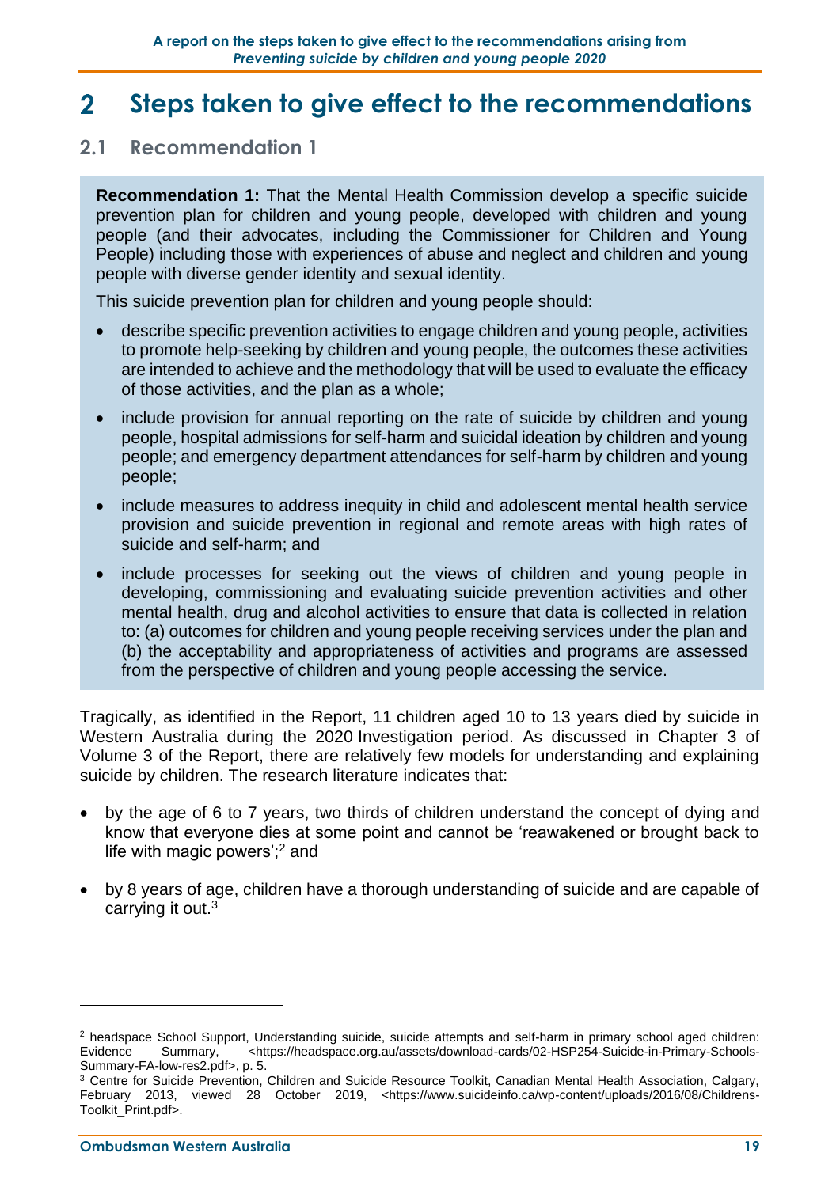# 2 Steps taken to give effect to the recommendations

## 2.1 Recommendation 1

**Recommendation 1:** That the Mental Health Commission develop a specific suicide prevention plan for children and young people, developed with children and young people (and their advocates, including the Commissioner for Children and Young People) including those with experiences of abuse and neglect and children and young people with diverse gender identity and sexual identity.

This suicide prevention plan for children and young people should:

- describe specific prevention activities to engage children and young people, activities to promote help-seeking by children and young people, the outcomes these activities are intended to achieve and the methodology that will be used to evaluate the efficacy of those activities, and the plan as a whole;
- include provision for annual reporting on the rate of suicide by children and young people, hospital admissions for self-harm and suicidal ideation by children and young people; and emergency department attendances for self-harm by children and young people;
- include measures to address inequity in child and adolescent mental health service provision and suicide prevention in regional and remote areas with high rates of suicide and self-harm; and
- include processes for seeking out the views of children and young people in developing, commissioning and evaluating suicide prevention activities and other mental health, drug and alcohol activities to ensure that data is collected in relation to: (a) outcomes for children and young people receiving services under the plan and (b) the acceptability and appropriateness of activities and programs are assessed from the perspective of children and young people accessing the service.

Tragically, as identified in the Report, 11 children aged 10 to 13 years died by suicide in Western Australia during the 2020 Investigation period. As discussed in Chapter 3 of Volume 3 of the Report, there are relatively few models for understanding and explaining suicide by children. The research literature indicates that:

- by the age of 6 to 7 years, two thirds of children understand the concept of dying and know that everyone dies at some point and cannot be 'reawakened or brought back to life with magic powers';[2] and
- by 8 years of age, children have a thorough understanding of suicide and are capable of carrying it out.[3]

---

[2] headspace School Support, Understanding suicide, suicide attempts and self-harm in primary school aged children: Evidence Summary, <https://headspace.org.au/assets/download-cards/02-HSP254-Suicide-in-Primary-Schools-Summary-FA-low-res2.pdf>, p. 5.

[3] Centre for Suicide Prevention, Children and Suicide Resource Toolkit, Canadian Mental Health Association, Calgary, February 2013, viewed 28 October 2019, <https://www.suicideinfo.ca/wp-content/uploads/2016/08/Childrens-Toolkit_Print.pdf>.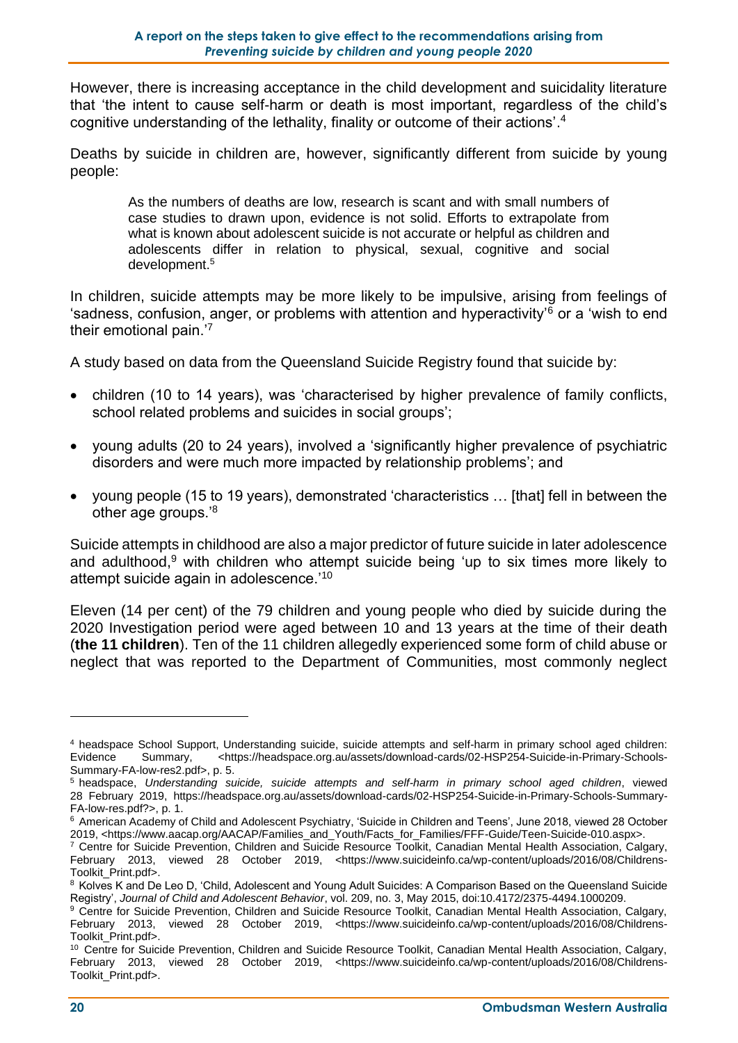However, there is increasing acceptance in the child development and suicidality literature that 'the intent to cause self-harm or death is most important, regardless of the child's cognitive understanding of the lethality, finality or outcome of their actions'.[4]

Deaths by suicide in children are, however, significantly different from suicide by young people:

> As the numbers of deaths are low, research is scant and with small numbers of case studies to drawn upon, evidence is not solid. Efforts to extrapolate from what is known about adolescent suicide is not accurate or helpful as children and adolescents differ in relation to physical, sexual, cognitive and social development.[5]

In children, suicide attempts may be more likely to be impulsive, arising from feelings of 'sadness, confusion, anger, or problems with attention and hyperactivity'[6] or a 'wish to end their emotional pain.'[7]

A study based on data from the Queensland Suicide Registry found that suicide by:

- children (10 to 14 years), was 'characterised by higher prevalence of family conflicts, school related problems and suicides in social groups';
- young adults (20 to 24 years), involved a 'significantly higher prevalence of psychiatric disorders and were much more impacted by relationship problems'; and
- young people (15 to 19 years), demonstrated 'characteristics … [that] fell in between the other age groups.'[8]

Suicide attempts in childhood are also a major predictor of future suicide in later adolescence and adulthood,[9] with children who attempt suicide being 'up to six times more likely to attempt suicide again in adolescence.'[10]

Eleven (14 per cent) of the 79 children and young people who died by suicide during the 2020 Investigation period were aged between 10 and 13 years at the time of their death (**the 11 children**). Ten of the 11 children allegedly experienced some form of child abuse or neglect that was reported to the Department of Communities, most commonly neglect

---

[4] headspace School Support, Understanding suicide, suicide attempts and self-harm in primary school aged children: Evidence Summary, <https://headspace.org.au/assets/download-cards/02-HSP254-Suicide-in-Primary-Schools-Summary-FA-low-res2.pdf>, p. 5.

[5] headspace, *Understanding suicide, suicide attempts and self-harm in primary school aged children*, viewed 28 February 2019, https://headspace.org.au/assets/download-cards/02-HSP254-Suicide-in-Primary-Schools-Summary-FA-low-res.pdf?>, p. 1.

[6] American Academy of Child and Adolescent Psychiatry, 'Suicide in Children and Teens', June 2018, viewed 28 October 2019, <https://www.aacap.org/AACAP/Families_and_Youth/Facts_for_Families/FFF-Guide/Teen-Suicide-010.aspx>.

[7] Centre for Suicide Prevention, Children and Suicide Resource Toolkit, Canadian Mental Health Association, Calgary, February 2013, viewed 28 October 2019, <https://www.suicideinfo.ca/wp-content/uploads/2016/08/Childrens-Toolkit_Print.pdf>.

[8] Kolves K and De Leo D, 'Child, Adolescent and Young Adult Suicides: A Comparison Based on the Queensland Suicide Registry', *Journal of Child and Adolescent Behavior*, vol. 209, no. 3, May 2015, doi:10.4172/2375-4494.1000209.

[9] Centre for Suicide Prevention, Children and Suicide Resource Toolkit, Canadian Mental Health Association, Calgary, February 2013, viewed 28 October 2019, <https://www.suicideinfo.ca/wp-content/uploads/2016/08/Childrens-Toolkit_Print.pdf>.

[10] Centre for Suicide Prevention, Children and Suicide Resource Toolkit, Canadian Mental Health Association, Calgary, February 2013, viewed 28 October 2019, <https://www.suicideinfo.ca/wp-content/uploads/2016/08/Childrens-Toolkit_Print.pdf>.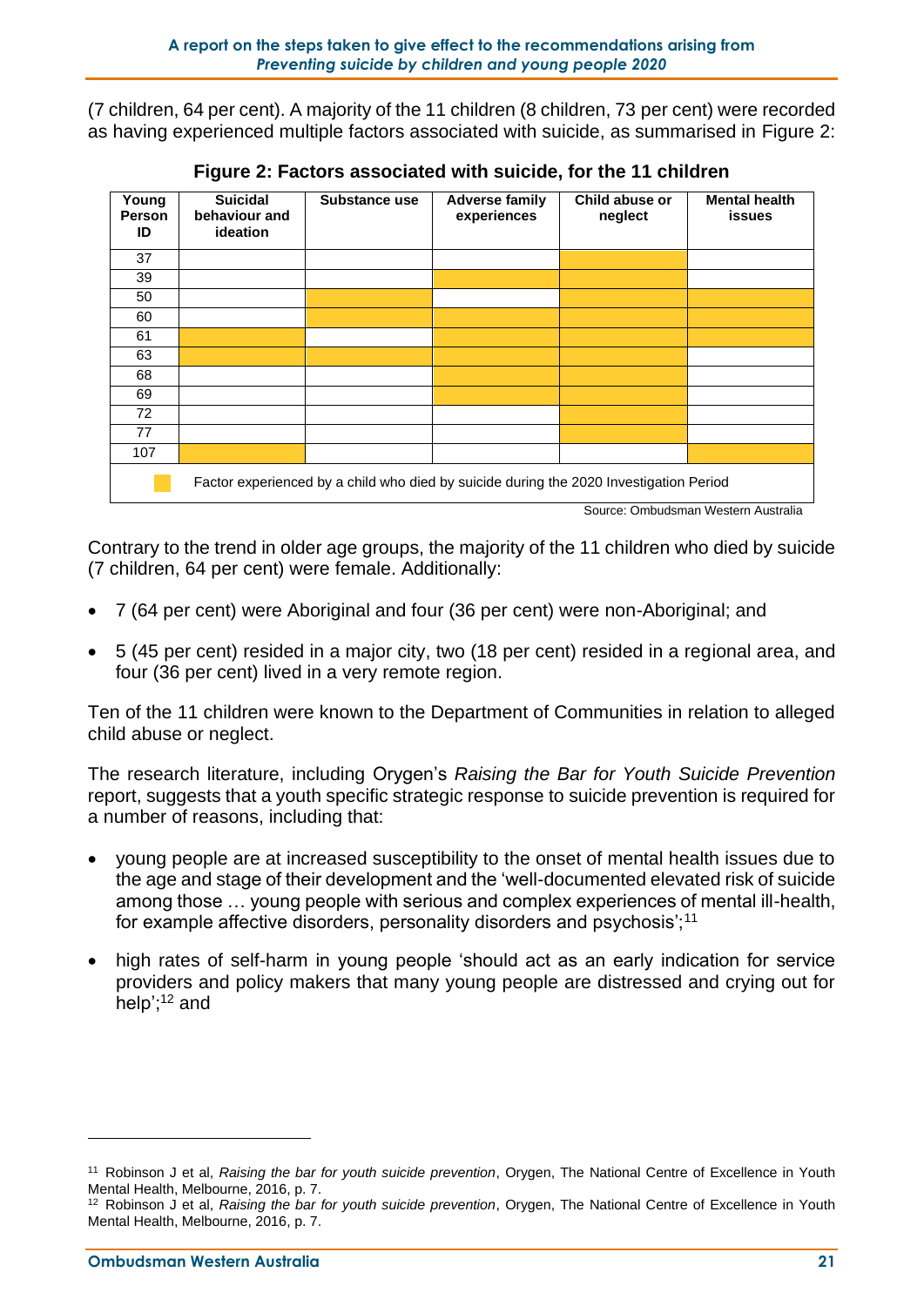(7 children, 64 per cent). A majority of the 11 children (8 children, 73 per cent) were recorded as having experienced multiple factors associated with suicide, as summarised in Figure 2:

**Figure 2: Factors associated with suicide, for the 11 children**

| Young Person ID | Suicidal behaviour and ideation | Substance use | Adverse family experiences | Child abuse or neglect | Mental health issues |
|---|---|---|---|---|---|
| 37 | | | | ■ | |
| 39 | | | ■ | ■ | |
| 50 | | ■ | | ■ | ■ |
| 60 | | ■ | ■ | ■ | ■ |
| 61 | ■ | | ■ | ■ | ■ |
| 63 | ■ | ■ | ■ | ■ | |
| 68 | | | ■ | ■ | |
| 69 | | | ■ | ■ | |
| 72 | | | | ■ | |
| 77 | | | | ■ | |
| 107 | ■ | | | | ■ |

■ Factor experienced by a child who died by suicide during the 2020 Investigation Period

Source: Ombudsman Western Australia

Contrary to the trend in older age groups, the majority of the 11 children who died by suicide (7 children, 64 per cent) were female. Additionally:

- 7 (64 per cent) were Aboriginal and four (36 per cent) were non-Aboriginal; and
- 5 (45 per cent) resided in a major city, two (18 per cent) resided in a regional area, and four (36 per cent) lived in a very remote region.

Ten of the 11 children were known to the Department of Communities in relation to alleged child abuse or neglect.

The research literature, including Orygen's *Raising the Bar for Youth Suicide Prevention* report, suggests that a youth specific strategic response to suicide prevention is required for a number of reasons, including that:

- young people are at increased susceptibility to the onset of mental health issues due to the age and stage of their development and the 'well-documented elevated risk of suicide among those … young people with serious and complex experiences of mental ill-health, for example affective disorders, personality disorders and psychosis';[11]
- high rates of self-harm in young people 'should act as an early indication for service providers and policy makers that many young people are distressed and crying out for help';[12] and

---

[11] Robinson J et al, *Raising the bar for youth suicide prevention*, Orygen, The National Centre of Excellence in Youth Mental Health, Melbourne, 2016, p. 7.

[12] Robinson J et al, *Raising the bar for youth suicide prevention*, Orygen, The National Centre of Excellence in Youth Mental Health, Melbourne, 2016, p. 7.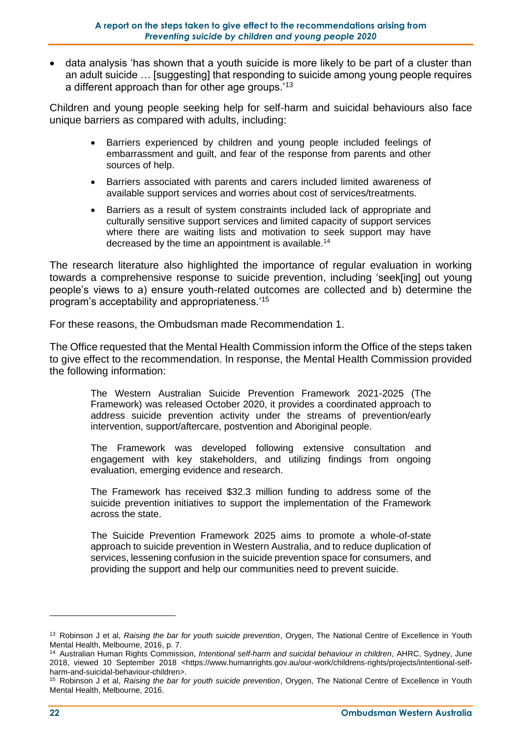- data analysis 'has shown that a youth suicide is more likely to be part of a cluster than an adult suicide … [suggesting] that responding to suicide among young people requires a different approach than for other age groups.'[13]

Children and young people seeking help for self-harm and suicidal behaviours also face unique barriers as compared with adults, including:

> - Barriers experienced by children and young people included feelings of embarrassment and guilt, and fear of the response from parents and other sources of help.
> - Barriers associated with parents and carers included limited awareness of available support services and worries about cost of services/treatments.
> - Barriers as a result of system constraints included lack of appropriate and culturally sensitive support services and limited capacity of support services where there are waiting lists and motivation to seek support may have decreased by the time an appointment is available.[14]

The research literature also highlighted the importance of regular evaluation in working towards a comprehensive response to suicide prevention, including 'seek[ing] out young people's views to a) ensure youth-related outcomes are collected and b) determine the program's acceptability and appropriateness.'[15]

For these reasons, the Ombudsman made Recommendation 1.

The Office requested that the Mental Health Commission inform the Office of the steps taken to give effect to the recommendation. In response, the Mental Health Commission provided the following information:

> The Western Australian Suicide Prevention Framework 2021-2025 (The Framework) was released October 2020, it provides a coordinated approach to address suicide prevention activity under the streams of prevention/early intervention, support/aftercare, postvention and Aboriginal people.
>
> The Framework was developed following extensive consultation and engagement with key stakeholders, and utilizing findings from ongoing evaluation, emerging evidence and research.
>
> The Framework has received $32.3 million funding to address some of the suicide prevention initiatives to support the implementation of the Framework across the state.
>
> The Suicide Prevention Framework 2025 aims to promote a whole-of-state approach to suicide prevention in Western Australia, and to reduce duplication of services, lessening confusion in the suicide prevention space for consumers, and providing the support and help our communities need to prevent suicide.

---

[13] Robinson J et al, *Raising the bar for youth suicide prevention*, Orygen, The National Centre of Excellence in Youth Mental Health, Melbourne, 2016, p. 7.

[14] Australian Human Rights Commission, *Intentional self-harm and suicidal behaviour in children*, AHRC, Sydney, June 2018, viewed 10 September 2018 <https://www.humanrights.gov.au/our-work/childrens-rights/projects/intentional-self-harm-and-suicidal-behaviour-children>.

[15] Robinson J et al, *Raising the bar for youth suicide prevention*, Orygen, The National Centre of Excellence in Youth Mental Health, Melbourne, 2016.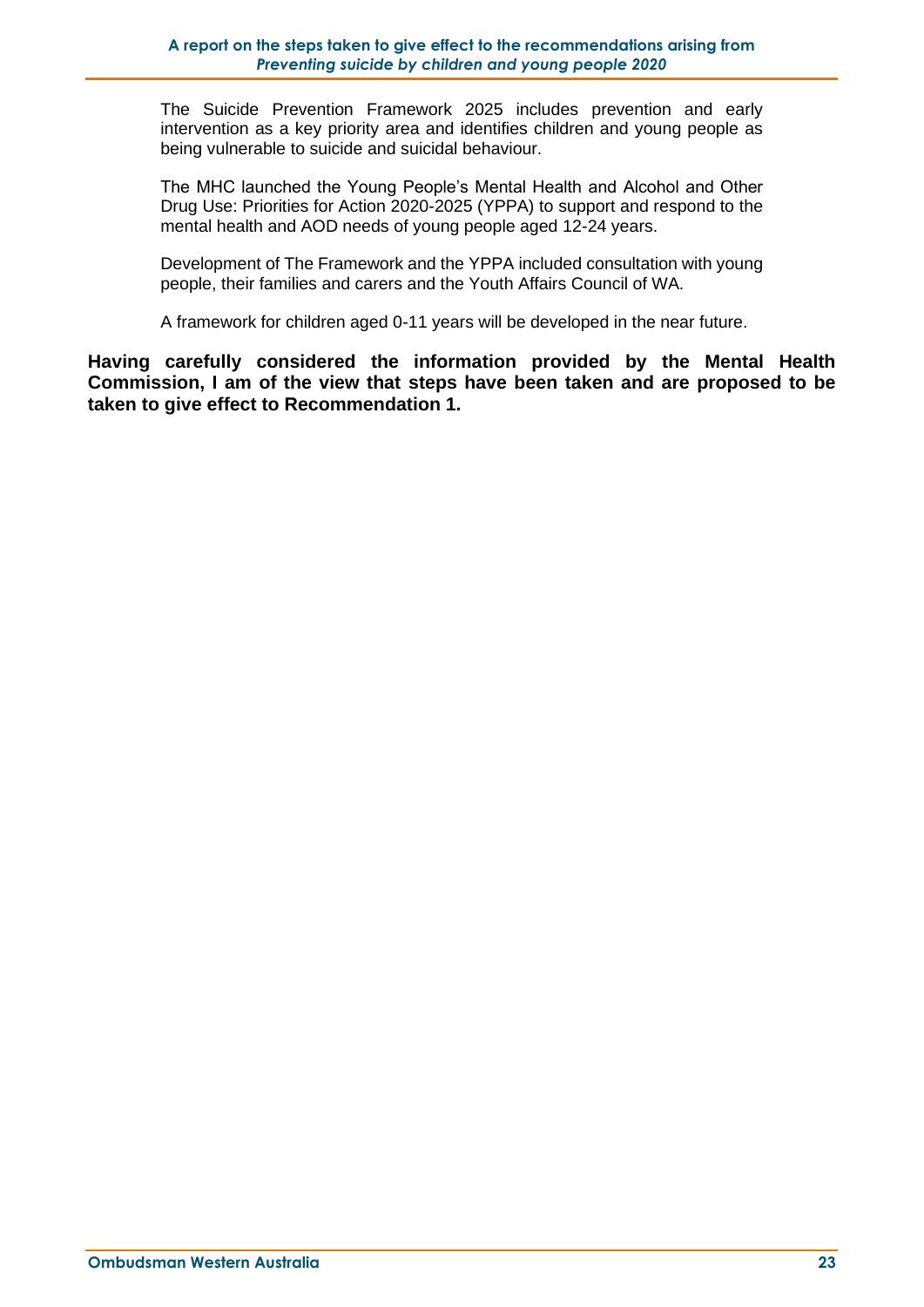The Suicide Prevention Framework 2025 includes prevention and early intervention as a key priority area and identifies children and young people as being vulnerable to suicide and suicidal behaviour.

The MHC launched the Young People's Mental Health and Alcohol and Other Drug Use: Priorities for Action 2020-2025 (YPPA) to support and respond to the mental health and AOD needs of young people aged 12-24 years.

Development of The Framework and the YPPA included consultation with young people, their families and carers and the Youth Affairs Council of WA.

A framework for children aged 0-11 years will be developed in the near future.

**Having carefully considered the information provided by the Mental Health Commission, I am of the view that steps have been taken and are proposed to be taken to give effect to Recommendation 1.**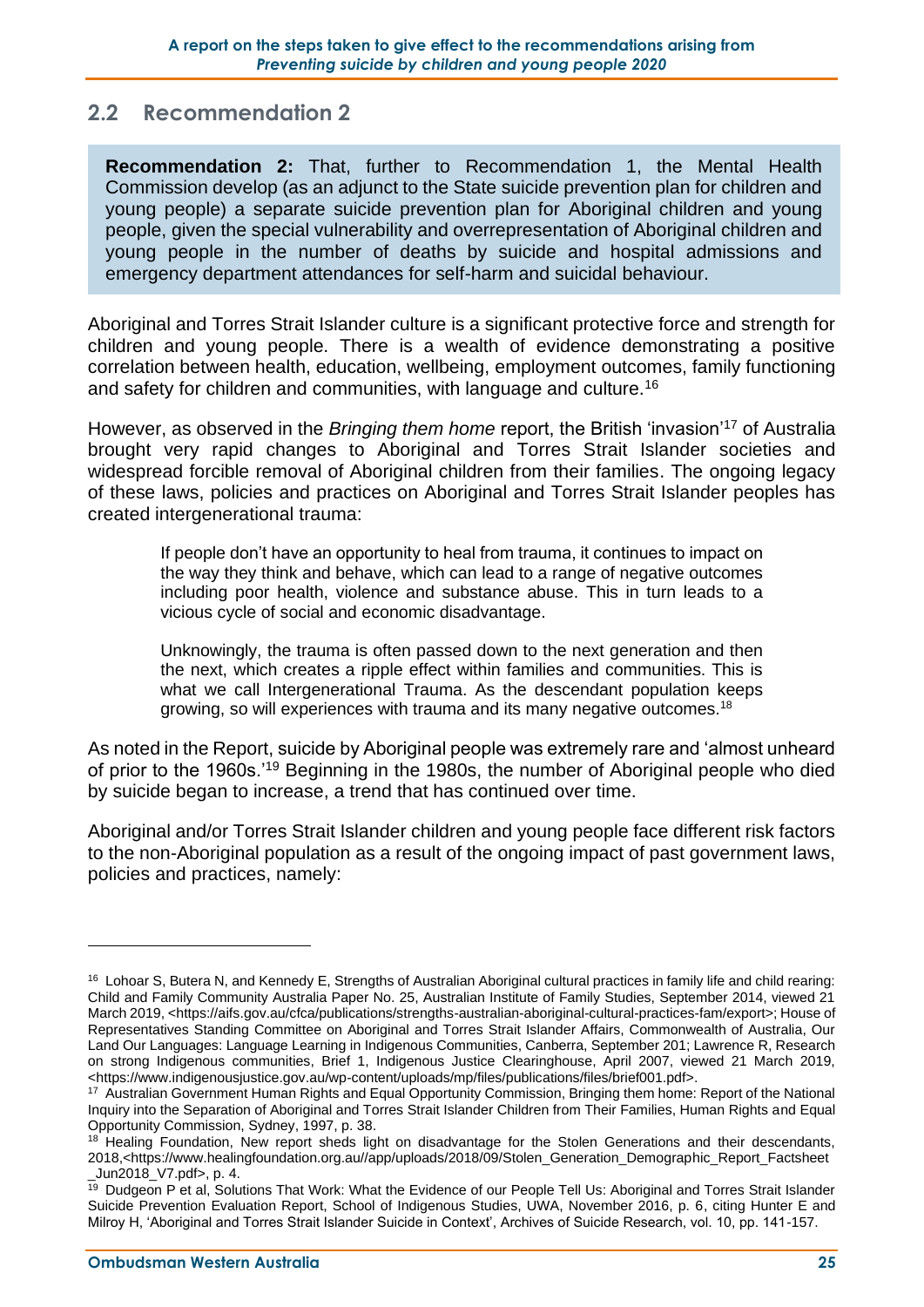## 2.2 Recommendation 2

> **Recommendation 2:** That, further to Recommendation 1, the Mental Health Commission develop (as an adjunct to the State suicide prevention plan for children and young people) a separate suicide prevention plan for Aboriginal children and young people, given the special vulnerability and overrepresentation of Aboriginal children and young people in the number of deaths by suicide and hospital admissions and emergency department attendances for self-harm and suicidal behaviour.

Aboriginal and Torres Strait Islander culture is a significant protective force and strength for children and young people. There is a wealth of evidence demonstrating a positive correlation between health, education, wellbeing, employment outcomes, family functioning and safety for children and communities, with language and culture.[16]

However, as observed in the *Bringing them home* report, the British 'invasion'[17] of Australia brought very rapid changes to Aboriginal and Torres Strait Islander societies and widespread forcible removal of Aboriginal children from their families. The ongoing legacy of these laws, policies and practices on Aboriginal and Torres Strait Islander peoples has created intergenerational trauma:

> If people don't have an opportunity to heal from trauma, it continues to impact on the way they think and behave, which can lead to a range of negative outcomes including poor health, violence and substance abuse. This in turn leads to a vicious cycle of social and economic disadvantage.
>
> Unknowingly, the trauma is often passed down to the next generation and then the next, which creates a ripple effect within families and communities. This is what we call Intergenerational Trauma. As the descendant population keeps growing, so will experiences with trauma and its many negative outcomes.[18]

As noted in the Report, suicide by Aboriginal people was extremely rare and 'almost unheard of prior to the 1960s.'[19] Beginning in the 1980s, the number of Aboriginal people who died by suicide began to increase, a trend that has continued over time.

Aboriginal and/or Torres Strait Islander children and young people face different risk factors to the non-Aboriginal population as a result of the ongoing impact of past government laws, policies and practices, namely:

---

[16] Lohoar S, Butera N, and Kennedy E, Strengths of Australian Aboriginal cultural practices in family life and child rearing: Child and Family Community Australia Paper No. 25, Australian Institute of Family Studies, September 2014, viewed 21 March 2019, <https://aifs.gov.au/cfca/publications/strengths-australian-aboriginal-cultural-practices-fam/export>; House of Representatives Standing Committee on Aboriginal and Torres Strait Islander Affairs, Commonwealth of Australia, Our Land Our Languages: Language Learning in Indigenous Communities, Canberra, September 201; Lawrence R, Research on strong Indigenous communities, Brief 1, Indigenous Justice Clearinghouse, April 2007, viewed 21 March 2019, <https://www.indigenousjustice.gov.au/wp-content/uploads/mp/files/publications/files/brief001.pdf>.

[17] Australian Government Human Rights and Equal Opportunity Commission, Bringing them home: Report of the National Inquiry into the Separation of Aboriginal and Torres Strait Islander Children from Their Families, Human Rights and Equal Opportunity Commission, Sydney, 1997, p. 38.

[18] Healing Foundation, New report sheds light on disadvantage for the Stolen Generations and their descendants, 2018,<https://www.healingfoundation.org.au//app/uploads/2018/09/Stolen_Generation_Demographic_Report_Factsheet_Jun2018_V7.pdf>, p. 4.

[19] Dudgeon P et al, Solutions That Work: What the Evidence of our People Tell Us: Aboriginal and Torres Strait Islander Suicide Prevention Evaluation Report, School of Indigenous Studies, UWA, November 2016, p. 6, citing Hunter E and Milroy H, 'Aboriginal and Torres Strait Islander Suicide in Context', Archives of Suicide Research, vol. 10, pp. 141-157.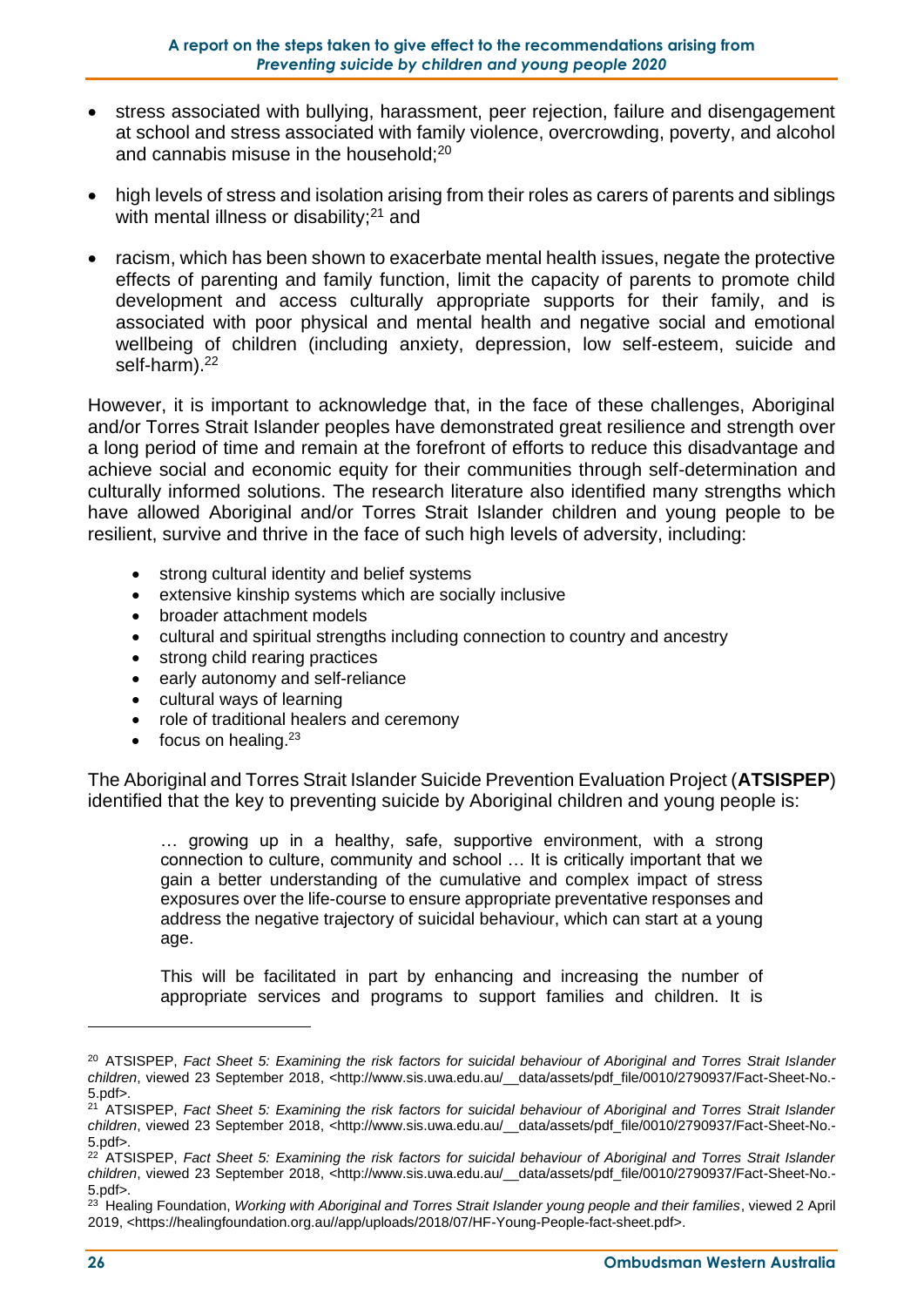- stress associated with bullying, harassment, peer rejection, failure and disengagement at school and stress associated with family violence, overcrowding, poverty, and alcohol and cannabis misuse in the household;[20]
- high levels of stress and isolation arising from their roles as carers of parents and siblings with mental illness or disability;[21] and
- racism, which has been shown to exacerbate mental health issues, negate the protective effects of parenting and family function, limit the capacity of parents to promote child development and access culturally appropriate supports for their family, and is associated with poor physical and mental health and negative social and emotional wellbeing of children (including anxiety, depression, low self-esteem, suicide and self-harm).[22]

However, it is important to acknowledge that, in the face of these challenges, Aboriginal and/or Torres Strait Islander peoples have demonstrated great resilience and strength over a long period of time and remain at the forefront of efforts to reduce this disadvantage and achieve social and economic equity for their communities through self-determination and culturally informed solutions. The research literature also identified many strengths which have allowed Aboriginal and/or Torres Strait Islander children and young people to be resilient, survive and thrive in the face of such high levels of adversity, including:

- strong cultural identity and belief systems
- extensive kinship systems which are socially inclusive
- broader attachment models
- cultural and spiritual strengths including connection to country and ancestry
- strong child rearing practices
- early autonomy and self-reliance
- cultural ways of learning
- role of traditional healers and ceremony
- focus on healing.[23]

The Aboriginal and Torres Strait Islander Suicide Prevention Evaluation Project (**ATSISPEP**) identified that the key to preventing suicide by Aboriginal children and young people is:

> … growing up in a healthy, safe, supportive environment, with a strong connection to culture, community and school … It is critically important that we gain a better understanding of the cumulative and complex impact of stress exposures over the life-course to ensure appropriate preventative responses and address the negative trajectory of suicidal behaviour, which can start at a young age.
>
> This will be facilitated in part by enhancing and increasing the number of appropriate services and programs to support families and children. It is

---

[20] ATSISPEP, *Fact Sheet 5: Examining the risk factors for suicidal behaviour of Aboriginal and Torres Strait Islander children*, viewed 23 September 2018, <http://www.sis.uwa.edu.au/__data/assets/pdf_file/0010/2790937/Fact-Sheet-No.-5.pdf>.

[21] ATSISPEP, *Fact Sheet 5: Examining the risk factors for suicidal behaviour of Aboriginal and Torres Strait Islander children*, viewed 23 September 2018, <http://www.sis.uwa.edu.au/__data/assets/pdf_file/0010/2790937/Fact-Sheet-No.-5.pdf>.

[22] ATSISPEP, *Fact Sheet 5: Examining the risk factors for suicidal behaviour of Aboriginal and Torres Strait Islander children*, viewed 23 September 2018, <http://www.sis.uwa.edu.au/__data/assets/pdf_file/0010/2790937/Fact-Sheet-No.-5.pdf>.

[23] Healing Foundation, *Working with Aboriginal and Torres Strait Islander young people and their families*, viewed 2 April 2019, <https://healingfoundation.org.au//app/uploads/2018/07/HF-Young-People-fact-sheet.pdf>.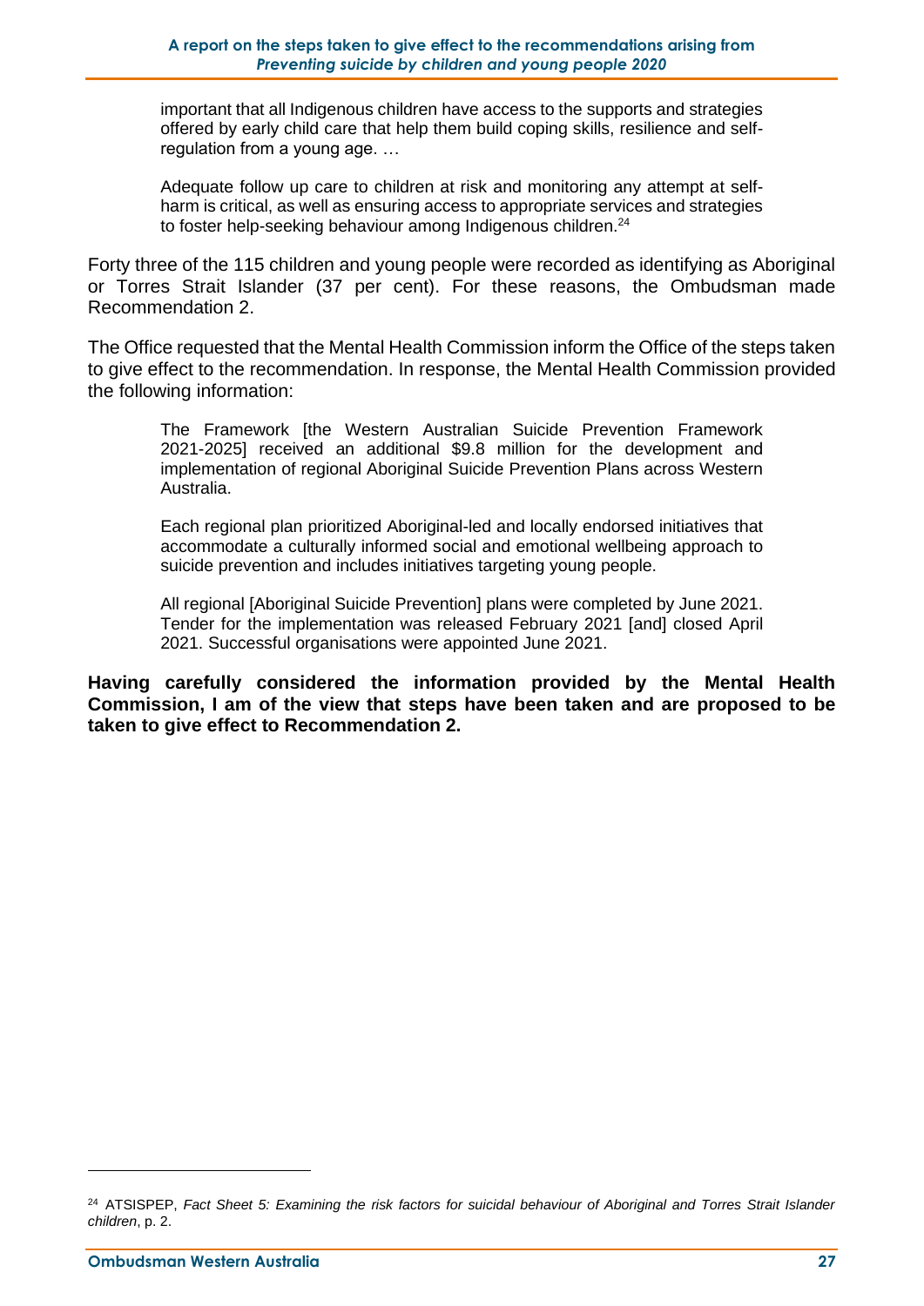> important that all Indigenous children have access to the supports and strategies offered by early child care that help them build coping skills, resilience and self-regulation from a young age. …
>
> Adequate follow up care to children at risk and monitoring any attempt at self-harm is critical, as well as ensuring access to appropriate services and strategies to foster help-seeking behaviour among Indigenous children.[24]

Forty three of the 115 children and young people were recorded as identifying as Aboriginal or Torres Strait Islander (37 per cent). For these reasons, the Ombudsman made Recommendation 2.

The Office requested that the Mental Health Commission inform the Office of the steps taken to give effect to the recommendation. In response, the Mental Health Commission provided the following information:

> The Framework [the Western Australian Suicide Prevention Framework 2021-2025] received an additional $9.8 million for the development and implementation of regional Aboriginal Suicide Prevention Plans across Western Australia.
>
> Each regional plan prioritized Aboriginal-led and locally endorsed initiatives that accommodate a culturally informed social and emotional wellbeing approach to suicide prevention and includes initiatives targeting young people.
>
> All regional [Aboriginal Suicide Prevention] plans were completed by June 2021. Tender for the implementation was released February 2021 [and] closed April 2021. Successful organisations were appointed June 2021.

**Having carefully considered the information provided by the Mental Health Commission, I am of the view that steps have been taken and are proposed to be taken to give effect to Recommendation 2.**

---

[24] ATSISPEP, *Fact Sheet 5: Examining the risk factors for suicidal behaviour of Aboriginal and Torres Strait Islander children*, p. 2.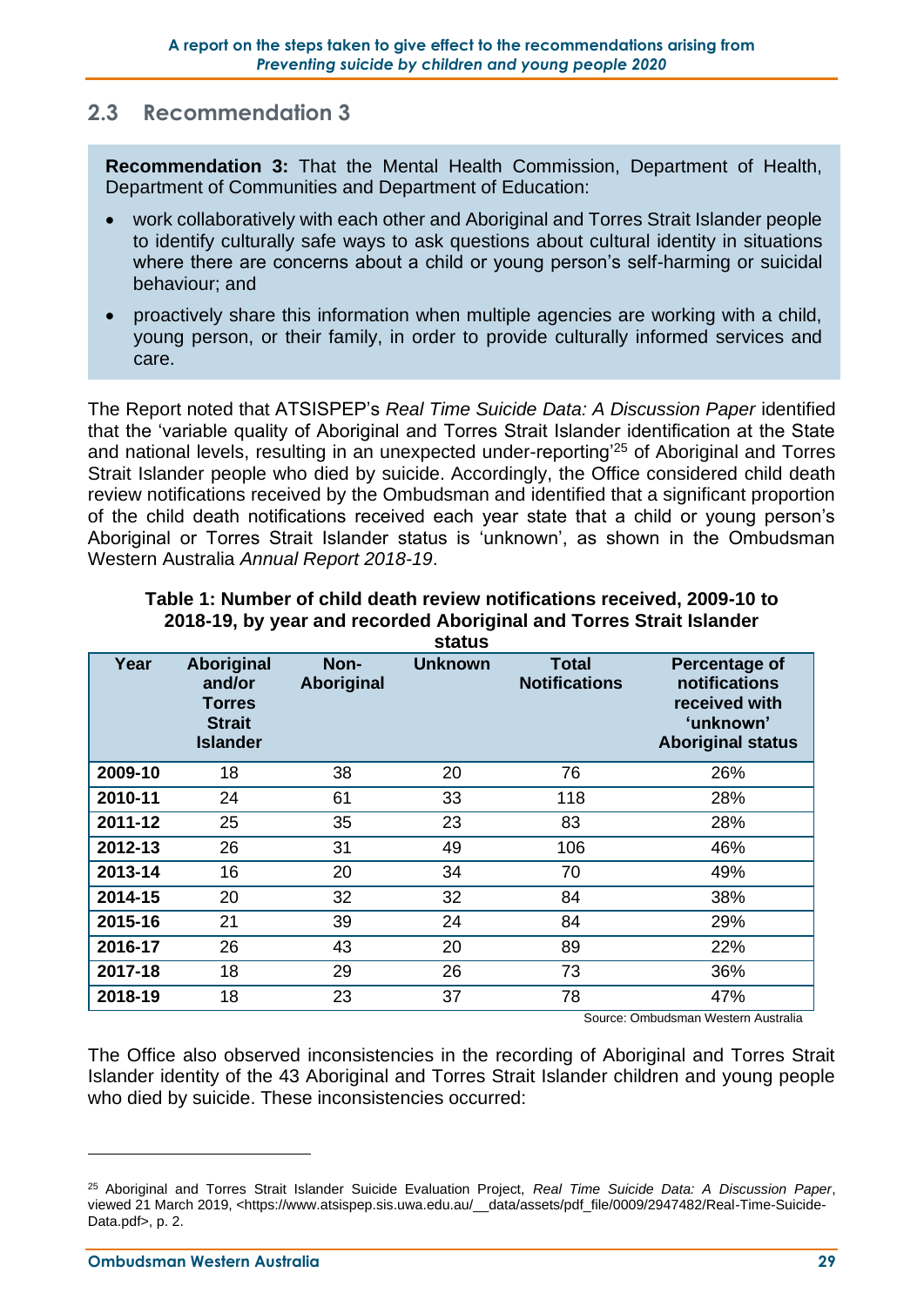## 2.3 Recommendation 3

**Recommendation 3:** That the Mental Health Commission, Department of Health, Department of Communities and Department of Education:

- work collaboratively with each other and Aboriginal and Torres Strait Islander people to identify culturally safe ways to ask questions about cultural identity in situations where there are concerns about a child or young person's self-harming or suicidal behaviour; and
- proactively share this information when multiple agencies are working with a child, young person, or their family, in order to provide culturally informed services and care.

The Report noted that ATSISPEP's *Real Time Suicide Data: A Discussion Paper* identified that the 'variable quality of Aboriginal and Torres Strait Islander identification at the State and national levels, resulting in an unexpected under-reporting'[25] of Aboriginal and Torres Strait Islander people who died by suicide. Accordingly, the Office considered child death review notifications received by the Ombudsman and identified that a significant proportion of the child death notifications received each year state that a child or young person's Aboriginal or Torres Strait Islander status is 'unknown', as shown in the Ombudsman Western Australia *Annual Report 2018-19*.

**Table 1: Number of child death review notifications received, 2009-10 to 2018-19, by year and recorded Aboriginal and Torres Strait Islander status**

| Year | Aboriginal and/or Torres Strait Islander | Non-Aboriginal | Unknown | Total Notifications | Percentage of notifications received with 'unknown' Aboriginal status |
|---|---|---|---|---|---|
| **2009-10** | 18 | 38 | 20 | 76 | 26% |
| **2010-11** | 24 | 61 | 33 | 118 | 28% |
| **2011-12** | 25 | 35 | 23 | 83 | 28% |
| **2012-13** | 26 | 31 | 49 | 106 | 46% |
| **2013-14** | 16 | 20 | 34 | 70 | 49% |
| **2014-15** | 20 | 32 | 32 | 84 | 38% |
| **2015-16** | 21 | 39 | 24 | 84 | 29% |
| **2016-17** | 26 | 43 | 20 | 89 | 22% |
| **2017-18** | 18 | 29 | 26 | 73 | 36% |
| **2018-19** | 18 | 23 | 37 | 78 | 47% |

Source: Ombudsman Western Australia

The Office also observed inconsistencies in the recording of Aboriginal and Torres Strait Islander identity of the 43 Aboriginal and Torres Strait Islander children and young people who died by suicide. These inconsistencies occurred:

---

[25] Aboriginal and Torres Strait Islander Suicide Evaluation Project, *Real Time Suicide Data: A Discussion Paper*, viewed 21 March 2019, <https://www.atsispep.sis.uwa.edu.au/__data/assets/pdf_file/0009/2947482/Real-Time-Suicide-Data.pdf>, p. 2.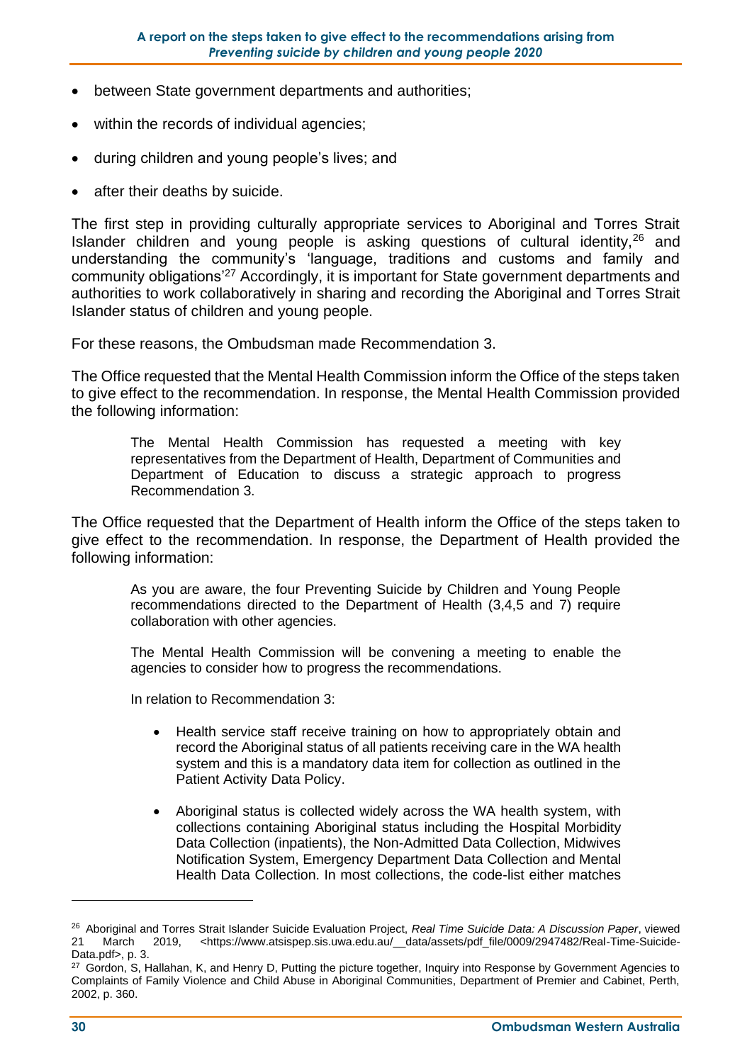- between State government departments and authorities;
- within the records of individual agencies;
- during children and young people's lives; and
- after their deaths by suicide.

The first step in providing culturally appropriate services to Aboriginal and Torres Strait Islander children and young people is asking questions of cultural identity,[26] and understanding the community's 'language, traditions and customs and family and community obligations'[27] Accordingly, it is important for State government departments and authorities to work collaboratively in sharing and recording the Aboriginal and Torres Strait Islander status of children and young people.

For these reasons, the Ombudsman made Recommendation 3.

The Office requested that the Mental Health Commission inform the Office of the steps taken to give effect to the recommendation. In response, the Mental Health Commission provided the following information:

> The Mental Health Commission has requested a meeting with key representatives from the Department of Health, Department of Communities and Department of Education to discuss a strategic approach to progress Recommendation 3.

The Office requested that the Department of Health inform the Office of the steps taken to give effect to the recommendation. In response, the Department of Health provided the following information:

> As you are aware, the four Preventing Suicide by Children and Young People recommendations directed to the Department of Health (3,4,5 and 7) require collaboration with other agencies.
>
> The Mental Health Commission will be convening a meeting to enable the agencies to consider how to progress the recommendations.
>
> In relation to Recommendation 3:
>
> - Health service staff receive training on how to appropriately obtain and record the Aboriginal status of all patients receiving care in the WA health system and this is a mandatory data item for collection as outlined in the Patient Activity Data Policy.
> - Aboriginal status is collected widely across the WA health system, with collections containing Aboriginal status including the Hospital Morbidity Data Collection (inpatients), the Non-Admitted Data Collection, Midwives Notification System, Emergency Department Data Collection and Mental Health Data Collection. In most collections, the code-list either matches

---

[26] Aboriginal and Torres Strait Islander Suicide Evaluation Project, *Real Time Suicide Data: A Discussion Paper*, viewed 21 March 2019, <https://www.atsispep.sis.uwa.edu.au/__data/assets/pdf_file/0009/2947482/Real-Time-Suicide-Data.pdf>, p. 3.

[27] Gordon, S, Hallahan, K, and Henry D, Putting the picture together, Inquiry into Response by Government Agencies to Complaints of Family Violence and Child Abuse in Aboriginal Communities, Department of Premier and Cabinet, Perth, 2002, p. 360.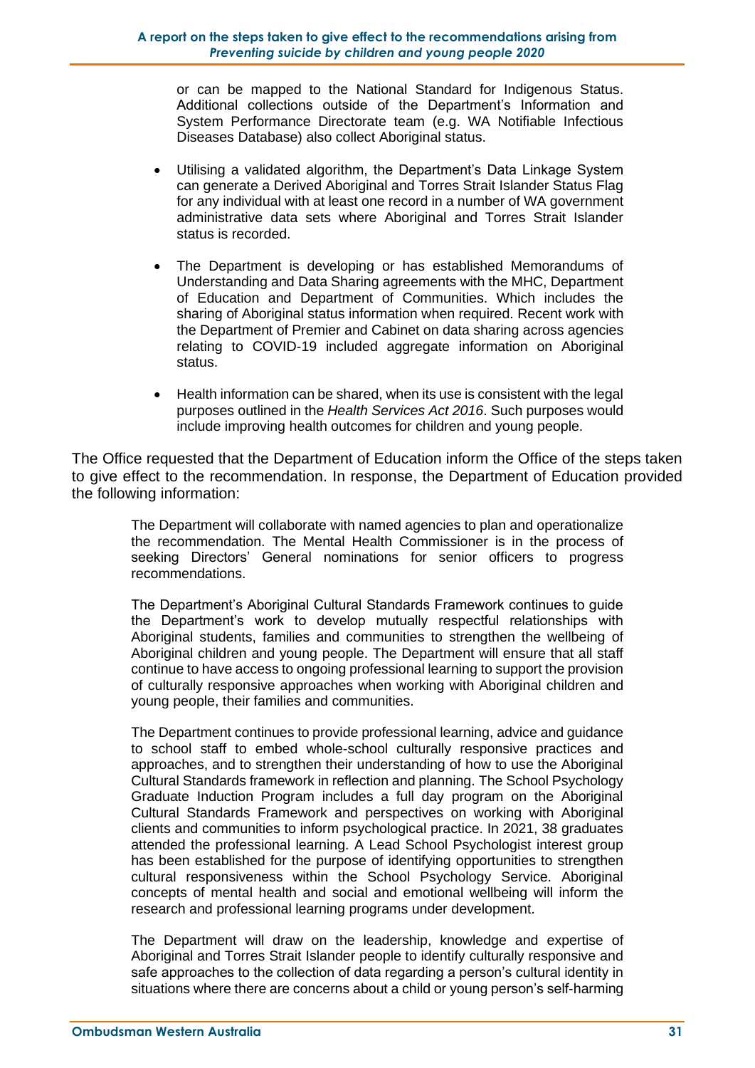or can be mapped to the National Standard for Indigenous Status. Additional collections outside of the Department's Information and System Performance Directorate team (e.g. WA Notifiable Infectious Diseases Database) also collect Aboriginal status.

- Utilising a validated algorithm, the Department's Data Linkage System can generate a Derived Aboriginal and Torres Strait Islander Status Flag for any individual with at least one record in a number of WA government administrative data sets where Aboriginal and Torres Strait Islander status is recorded.

- The Department is developing or has established Memorandums of Understanding and Data Sharing agreements with the MHC, Department of Education and Department of Communities. Which includes the sharing of Aboriginal status information when required. Recent work with the Department of Premier and Cabinet on data sharing across agencies relating to COVID-19 included aggregate information on Aboriginal status.

- Health information can be shared, when its use is consistent with the legal purposes outlined in the *Health Services Act 2016*. Such purposes would include improving health outcomes for children and young people.

The Office requested that the Department of Education inform the Office of the steps taken to give effect to the recommendation. In response, the Department of Education provided the following information:

> The Department will collaborate with named agencies to plan and operationalize the recommendation. The Mental Health Commissioner is in the process of seeking Directors' General nominations for senior officers to progress recommendations.
>
> The Department's Aboriginal Cultural Standards Framework continues to guide the Department's work to develop mutually respectful relationships with Aboriginal students, families and communities to strengthen the wellbeing of Aboriginal children and young people. The Department will ensure that all staff continue to have access to ongoing professional learning to support the provision of culturally responsive approaches when working with Aboriginal children and young people, their families and communities.
>
> The Department continues to provide professional learning, advice and guidance to school staff to embed whole-school culturally responsive practices and approaches, and to strengthen their understanding of how to use the Aboriginal Cultural Standards framework in reflection and planning. The School Psychology Graduate Induction Program includes a full day program on the Aboriginal Cultural Standards Framework and perspectives on working with Aboriginal clients and communities to inform psychological practice. In 2021, 38 graduates attended the professional learning. A Lead School Psychologist interest group has been established for the purpose of identifying opportunities to strengthen cultural responsiveness within the School Psychology Service. Aboriginal concepts of mental health and social and emotional wellbeing will inform the research and professional learning programs under development.
>
> The Department will draw on the leadership, knowledge and expertise of Aboriginal and Torres Strait Islander people to identify culturally responsive and safe approaches to the collection of data regarding a person's cultural identity in situations where there are concerns about a child or young person's self-harming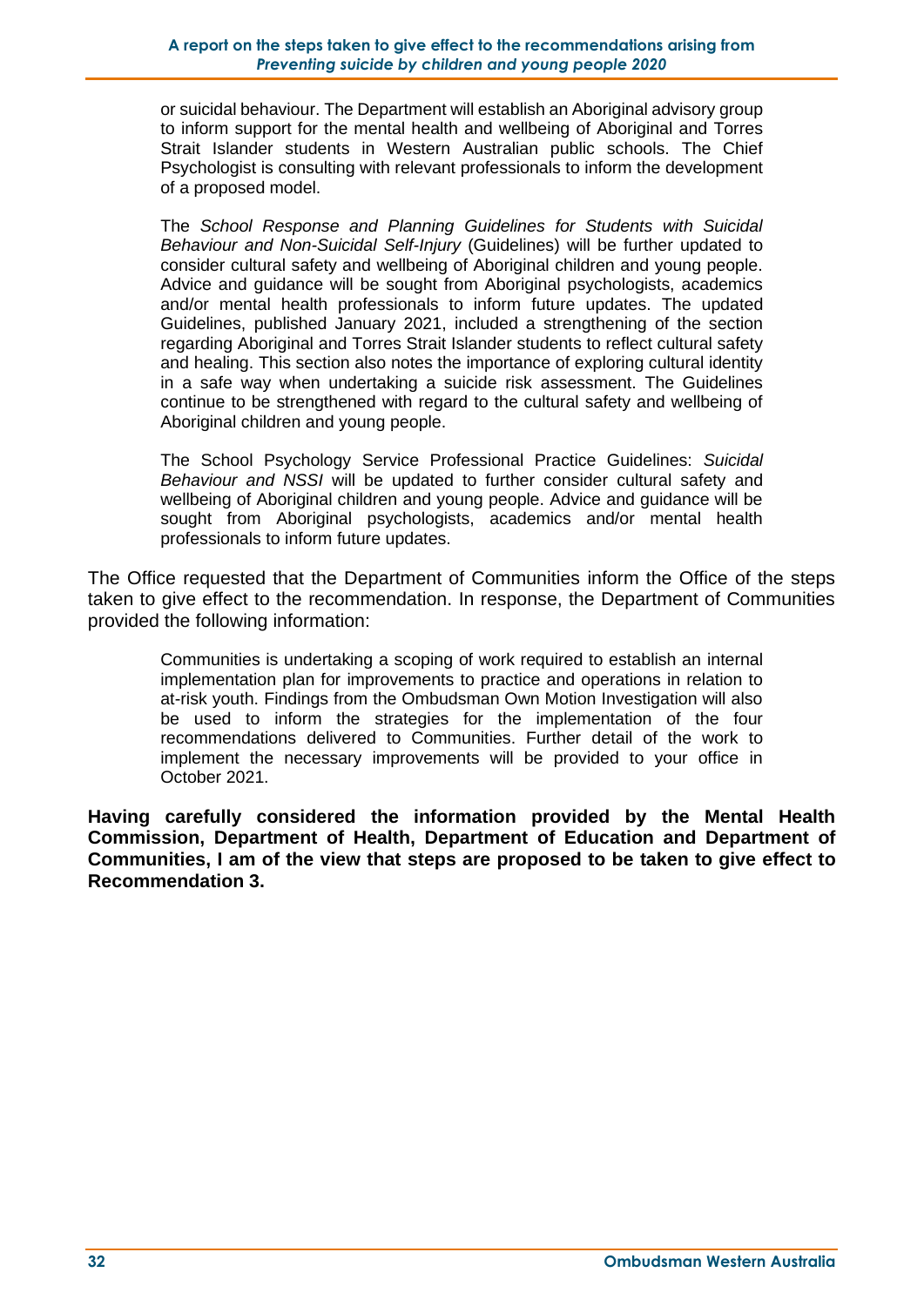> or suicidal behaviour. The Department will establish an Aboriginal advisory group to inform support for the mental health and wellbeing of Aboriginal and Torres Strait Islander students in Western Australian public schools. The Chief Psychologist is consulting with relevant professionals to inform the development of a proposed model.
>
> The *School Response and Planning Guidelines for Students with Suicidal Behaviour and Non-Suicidal Self-Injury* (Guidelines) will be further updated to consider cultural safety and wellbeing of Aboriginal children and young people. Advice and guidance will be sought from Aboriginal psychologists, academics and/or mental health professionals to inform future updates. The updated Guidelines, published January 2021, included a strengthening of the section regarding Aboriginal and Torres Strait Islander students to reflect cultural safety and healing. This section also notes the importance of exploring cultural identity in a safe way when undertaking a suicide risk assessment. The Guidelines continue to be strengthened with regard to the cultural safety and wellbeing of Aboriginal children and young people.
>
> The School Psychology Service Professional Practice Guidelines: *Suicidal Behaviour and NSSI* will be updated to further consider cultural safety and wellbeing of Aboriginal children and young people. Advice and guidance will be sought from Aboriginal psychologists, academics and/or mental health professionals to inform future updates.

The Office requested that the Department of Communities inform the Office of the steps taken to give effect to the recommendation. In response, the Department of Communities provided the following information:

> Communities is undertaking a scoping of work required to establish an internal implementation plan for improvements to practice and operations in relation to at-risk youth. Findings from the Ombudsman Own Motion Investigation will also be used to inform the strategies for the implementation of the four recommendations delivered to Communities. Further detail of the work to implement the necessary improvements will be provided to your office in October 2021.

**Having carefully considered the information provided by the Mental Health Commission, Department of Health, Department of Education and Department of Communities, I am of the view that steps are proposed to be taken to give effect to Recommendation 3.**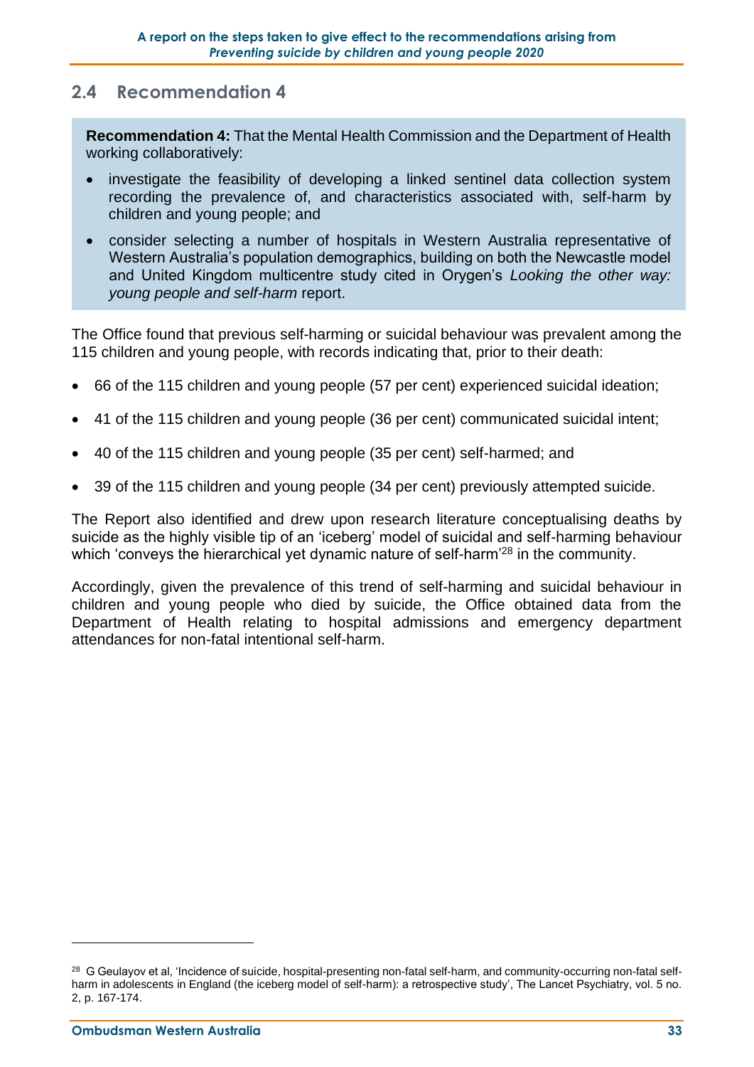## 2.4 Recommendation 4

> **Recommendation 4:** That the Mental Health Commission and the Department of Health working collaboratively:
>
> - investigate the feasibility of developing a linked sentinel data collection system recording the prevalence of, and characteristics associated with, self-harm by children and young people; and
> - consider selecting a number of hospitals in Western Australia representative of Western Australia's population demographics, building on both the Newcastle model and United Kingdom multicentre study cited in Orygen's *Looking the other way: young people and self-harm* report.

The Office found that previous self-harming or suicidal behaviour was prevalent among the 115 children and young people, with records indicating that, prior to their death:

- 66 of the 115 children and young people (57 per cent) experienced suicidal ideation;
- 41 of the 115 children and young people (36 per cent) communicated suicidal intent;
- 40 of the 115 children and young people (35 per cent) self-harmed; and
- 39 of the 115 children and young people (34 per cent) previously attempted suicide.

The Report also identified and drew upon research literature conceptualising deaths by suicide as the highly visible tip of an 'iceberg' model of suicidal and self-harming behaviour which 'conveys the hierarchical yet dynamic nature of self-harm'[28] in the community.

Accordingly, given the prevalence of this trend of self-harming and suicidal behaviour in children and young people who died by suicide, the Office obtained data from the Department of Health relating to hospital admissions and emergency department attendances for non-fatal intentional self-harm.

---

[28] G Geulayov et al, 'Incidence of suicide, hospital-presenting non-fatal self-harm, and community-occurring non-fatal self-harm in adolescents in England (the iceberg model of self-harm): a retrospective study', The Lancet Psychiatry, vol. 5 no. 2, p. 167-174.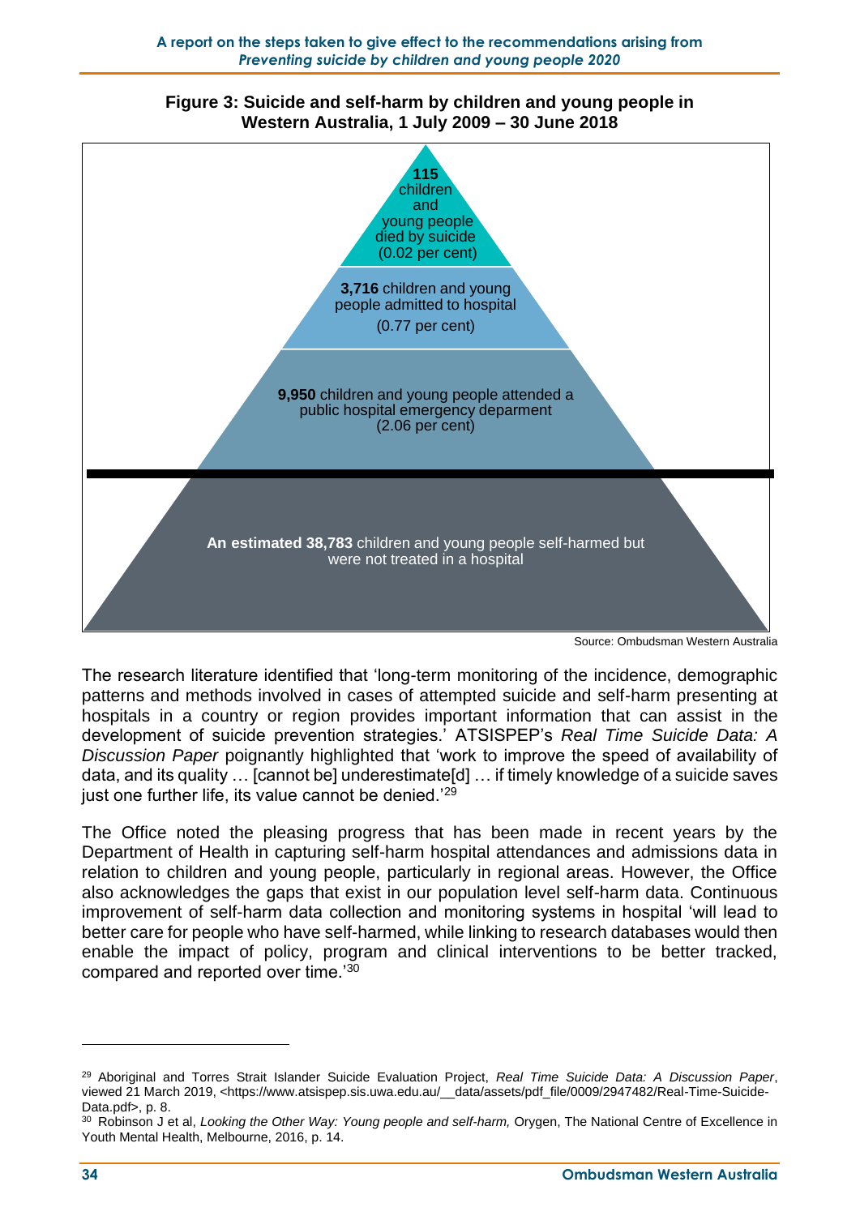**Figure 3: Suicide and self-harm by children and young people in Western Australia, 1 July 2009 – 30 June 2018**

**115** children and young people died by suicide (0.02 per cent)

**3,716** children and young people admitted to hospital (0.77 per cent)

**9,950** children and young people attended a public hospital emergency deparment (2.06 per cent)

**An estimated 38,783** children and young people self-harmed but were not treated in a hospital

Source: Ombudsman Western Australia

The research literature identified that 'long-term monitoring of the incidence, demographic patterns and methods involved in cases of attempted suicide and self-harm presenting at hospitals in a country or region provides important information that can assist in the development of suicide prevention strategies.' ATSISPEP's *Real Time Suicide Data: A Discussion Paper* poignantly highlighted that 'work to improve the speed of availability of data, and its quality … [cannot be] underestimate[d] … if timely knowledge of a suicide saves just one further life, its value cannot be denied.'[29]

The Office noted the pleasing progress that has been made in recent years by the Department of Health in capturing self-harm hospital attendances and admissions data in relation to children and young people, particularly in regional areas. However, the Office also acknowledges the gaps that exist in our population level self-harm data. Continuous improvement of self-harm data collection and monitoring systems in hospital 'will lead to better care for people who have self-harmed, while linking to research databases would then enable the impact of policy, program and clinical interventions to be better tracked, compared and reported over time.'[30]

---

[29] Aboriginal and Torres Strait Islander Suicide Evaluation Project, *Real Time Suicide Data: A Discussion Paper*, viewed 21 March 2019, <https://www.atsispep.sis.uwa.edu.au/__data/assets/pdf_file/0009/2947482/Real-Time-Suicide-Data.pdf>, p. 8.

[30] Robinson J et al, *Looking the Other Way: Young people and self-harm,* Orygen, The National Centre of Excellence in Youth Mental Health, Melbourne, 2016, p. 14.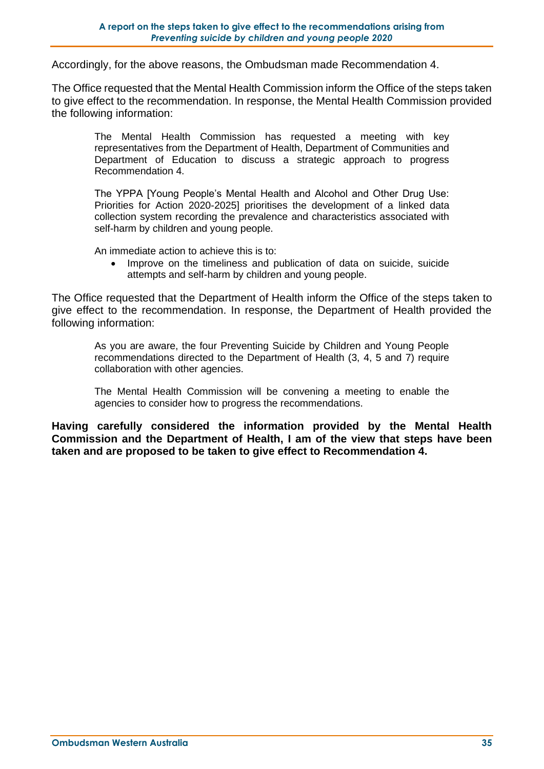Accordingly, for the above reasons, the Ombudsman made Recommendation 4.

The Office requested that the Mental Health Commission inform the Office of the steps taken to give effect to the recommendation. In response, the Mental Health Commission provided the following information:

> The Mental Health Commission has requested a meeting with key representatives from the Department of Health, Department of Communities and Department of Education to discuss a strategic approach to progress Recommendation 4.
>
> The YPPA [Young People's Mental Health and Alcohol and Other Drug Use: Priorities for Action 2020-2025] prioritises the development of a linked data collection system recording the prevalence and characteristics associated with self-harm by children and young people.
>
> An immediate action to achieve this is to:
>
> - Improve on the timeliness and publication of data on suicide, suicide attempts and self-harm by children and young people.

The Office requested that the Department of Health inform the Office of the steps taken to give effect to the recommendation. In response, the Department of Health provided the following information:

> As you are aware, the four Preventing Suicide by Children and Young People recommendations directed to the Department of Health (3, 4, 5 and 7) require collaboration with other agencies.
>
> The Mental Health Commission will be convening a meeting to enable the agencies to consider how to progress the recommendations.

**Having carefully considered the information provided by the Mental Health Commission and the Department of Health, I am of the view that steps have been taken and are proposed to be taken to give effect to Recommendation 4.**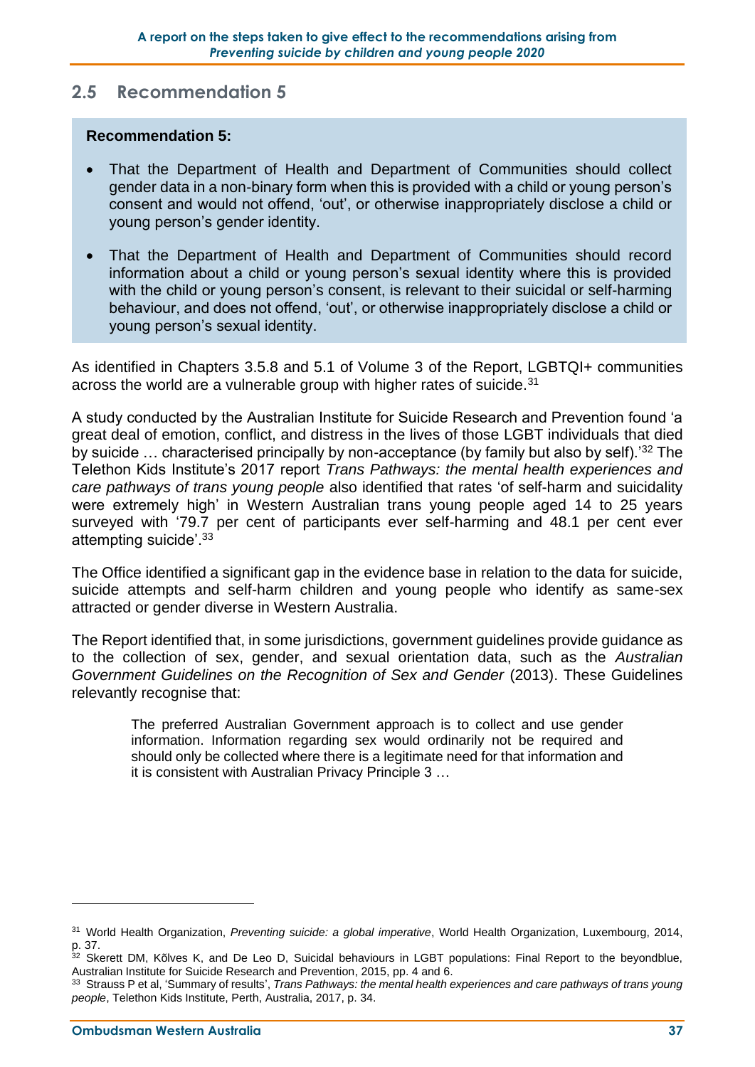## 2.5 Recommendation 5

**Recommendation 5:**

- That the Department of Health and Department of Communities should collect gender data in a non-binary form when this is provided with a child or young person's consent and would not offend, 'out', or otherwise inappropriately disclose a child or young person's gender identity.
- That the Department of Health and Department of Communities should record information about a child or young person's sexual identity where this is provided with the child or young person's consent, is relevant to their suicidal or self-harming behaviour, and does not offend, 'out', or otherwise inappropriately disclose a child or young person's sexual identity.

As identified in Chapters 3.5.8 and 5.1 of Volume 3 of the Report, LGBTQI+ communities across the world are a vulnerable group with higher rates of suicide.[31]

A study conducted by the Australian Institute for Suicide Research and Prevention found 'a great deal of emotion, conflict, and distress in the lives of those LGBT individuals that died by suicide … characterised principally by non-acceptance (by family but also by self).'[32] The Telethon Kids Institute's 2017 report *Trans Pathways: the mental health experiences and care pathways of trans young people* also identified that rates 'of self-harm and suicidality were extremely high' in Western Australian trans young people aged 14 to 25 years surveyed with '79.7 per cent of participants ever self-harming and 48.1 per cent ever attempting suicide'.[33]

The Office identified a significant gap in the evidence base in relation to the data for suicide, suicide attempts and self-harm children and young people who identify as same-sex attracted or gender diverse in Western Australia.

The Report identified that, in some jurisdictions, government guidelines provide guidance as to the collection of sex, gender, and sexual orientation data, such as the *Australian Government Guidelines on the Recognition of Sex and Gender* (2013). These Guidelines relevantly recognise that:

> The preferred Australian Government approach is to collect and use gender information. Information regarding sex would ordinarily not be required and should only be collected where there is a legitimate need for that information and it is consistent with Australian Privacy Principle 3 …

---

[31] World Health Organization, *Preventing suicide: a global imperative*, World Health Organization, Luxembourg, 2014, p. 37.

[32] Skerett DM, Kõlves K, and De Leo D, Suicidal behaviours in LGBT populations: Final Report to the beyondblue, Australian Institute for Suicide Research and Prevention, 2015, pp. 4 and 6.

[33] Strauss P et al, 'Summary of results', *Trans Pathways: the mental health experiences and care pathways of trans young people*, Telethon Kids Institute, Perth, Australia, 2017, p. 34.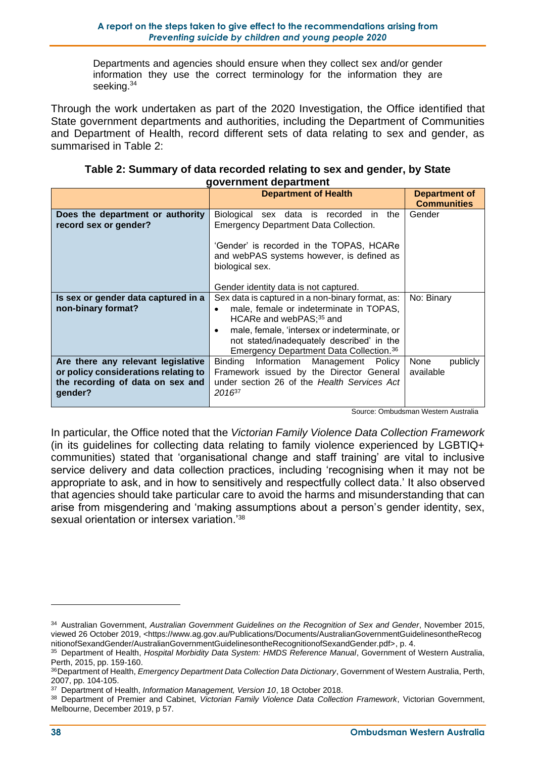> Departments and agencies should ensure when they collect sex and/or gender information they use the correct terminology for the information they are seeking.[34]

Through the work undertaken as part of the 2020 Investigation, the Office identified that State government departments and authorities, including the Department of Communities and Department of Health, record different sets of data relating to sex and gender, as summarised in Table 2:

**Table 2: Summary of data recorded relating to sex and gender, by State government department**

| | Department of Health | Department of Communities |
|---|---|---|
| **Does the department or authority record sex or gender?** | Biological sex data is recorded in the Emergency Department Data Collection.<br><br>'Gender' is recorded in the TOPAS, HCARe and webPAS systems however, is defined as biological sex.<br><br>Gender identity data is not captured. | Gender |
| **Is sex or gender data captured in a non-binary format?** | Sex data is captured in a non-binary format, as:<br>• male, female or indeterminate in TOPAS, HCARe and webPAS;[35] and<br>• male, female, 'intersex or indeterminate, or not stated/inadequately described' in the Emergency Department Data Collection.[36] | No: Binary |
| **Are there any relevant legislative or policy considerations relating to the recording of data on sex and gender?** | Binding Information Management Policy Framework issued by the Director General under section 26 of the *Health Services Act 2016*[37] | None publicly available |

Source: Ombudsman Western Australia

In particular, the Office noted that the *Victorian Family Violence Data Collection Framework* (in its guidelines for collecting data relating to family violence experienced by LGBTIQ+ communities) stated that 'organisational change and staff training' are vital to inclusive service delivery and data collection practices, including 'recognising when it may not be appropriate to ask, and in how to sensitively and respectfully collect data.' It also observed that agencies should take particular care to avoid the harms and misunderstanding that can arise from misgendering and 'making assumptions about a person's gender identity, sex, sexual orientation or intersex variation.'[38]

---

[34] Australian Government, *Australian Government Guidelines on the Recognition of Sex and Gender*, November 2015, viewed 26 October 2019, <https://www.ag.gov.au/Publications/Documents/AustralianGovernmentGuidelinesontheRecognitionofSexandGender/AustralianGovernmentGuidelinesontheRecognitionofSexandGender.pdf>, p. 4.

[35] Department of Health, *Hospital Morbidity Data System: HMDS Reference Manual*, Government of Western Australia, Perth, 2015, pp. 159-160.

[36] Department of Health, *Emergency Department Data Collection Data Dictionary*, Government of Western Australia, Perth, 2007, pp. 104-105.

[37] Department of Health, *Information Management, Version 10*, 18 October 2018.

[38] Department of Premier and Cabinet, *Victorian Family Violence Data Collection Framework*, Victorian Government, Melbourne, December 2019, p 57.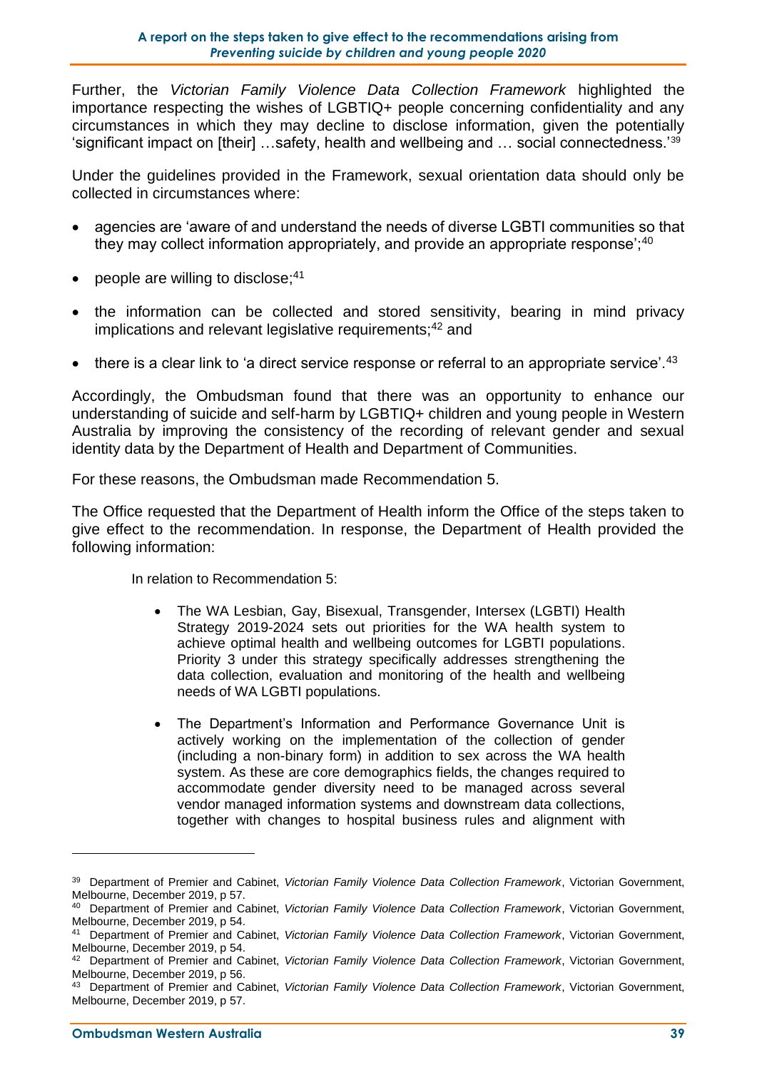Further, the *Victorian Family Violence Data Collection Framework* highlighted the importance respecting the wishes of LGBTIQ+ people concerning confidentiality and any circumstances in which they may decline to disclose information, given the potentially 'significant impact on [their] …safety, health and wellbeing and … social connectedness.'[39]

Under the guidelines provided in the Framework, sexual orientation data should only be collected in circumstances where:

- agencies are 'aware of and understand the needs of diverse LGBTI communities so that they may collect information appropriately, and provide an appropriate response';[40]
- people are willing to disclose;[41]
- the information can be collected and stored sensitivity, bearing in mind privacy implications and relevant legislative requirements;[42] and
- there is a clear link to 'a direct service response or referral to an appropriate service'.[43]

Accordingly, the Ombudsman found that there was an opportunity to enhance our understanding of suicide and self-harm by LGBTIQ+ children and young people in Western Australia by improving the consistency of the recording of relevant gender and sexual identity data by the Department of Health and Department of Communities.

For these reasons, the Ombudsman made Recommendation 5.

The Office requested that the Department of Health inform the Office of the steps taken to give effect to the recommendation. In response, the Department of Health provided the following information:

> In relation to Recommendation 5:
>
> - The WA Lesbian, Gay, Bisexual, Transgender, Intersex (LGBTI) Health Strategy 2019-2024 sets out priorities for the WA health system to achieve optimal health and wellbeing outcomes for LGBTI populations. Priority 3 under this strategy specifically addresses strengthening the data collection, evaluation and monitoring of the health and wellbeing needs of WA LGBTI populations.
> - The Department's Information and Performance Governance Unit is actively working on the implementation of the collection of gender (including a non-binary form) in addition to sex across the WA health system. As these are core demographics fields, the changes required to accommodate gender diversity need to be managed across several vendor managed information systems and downstream data collections, together with changes to hospital business rules and alignment with

---

[39] Department of Premier and Cabinet, *Victorian Family Violence Data Collection Framework*, Victorian Government, Melbourne, December 2019, p 57.

[40] Department of Premier and Cabinet, *Victorian Family Violence Data Collection Framework*, Victorian Government, Melbourne, December 2019, p 54.

[41] Department of Premier and Cabinet, *Victorian Family Violence Data Collection Framework*, Victorian Government, Melbourne, December 2019, p 54.

[42] Department of Premier and Cabinet, *Victorian Family Violence Data Collection Framework*, Victorian Government, Melbourne, December 2019, p 56.

[43] Department of Premier and Cabinet, *Victorian Family Violence Data Collection Framework*, Victorian Government, Melbourne, December 2019, p 57.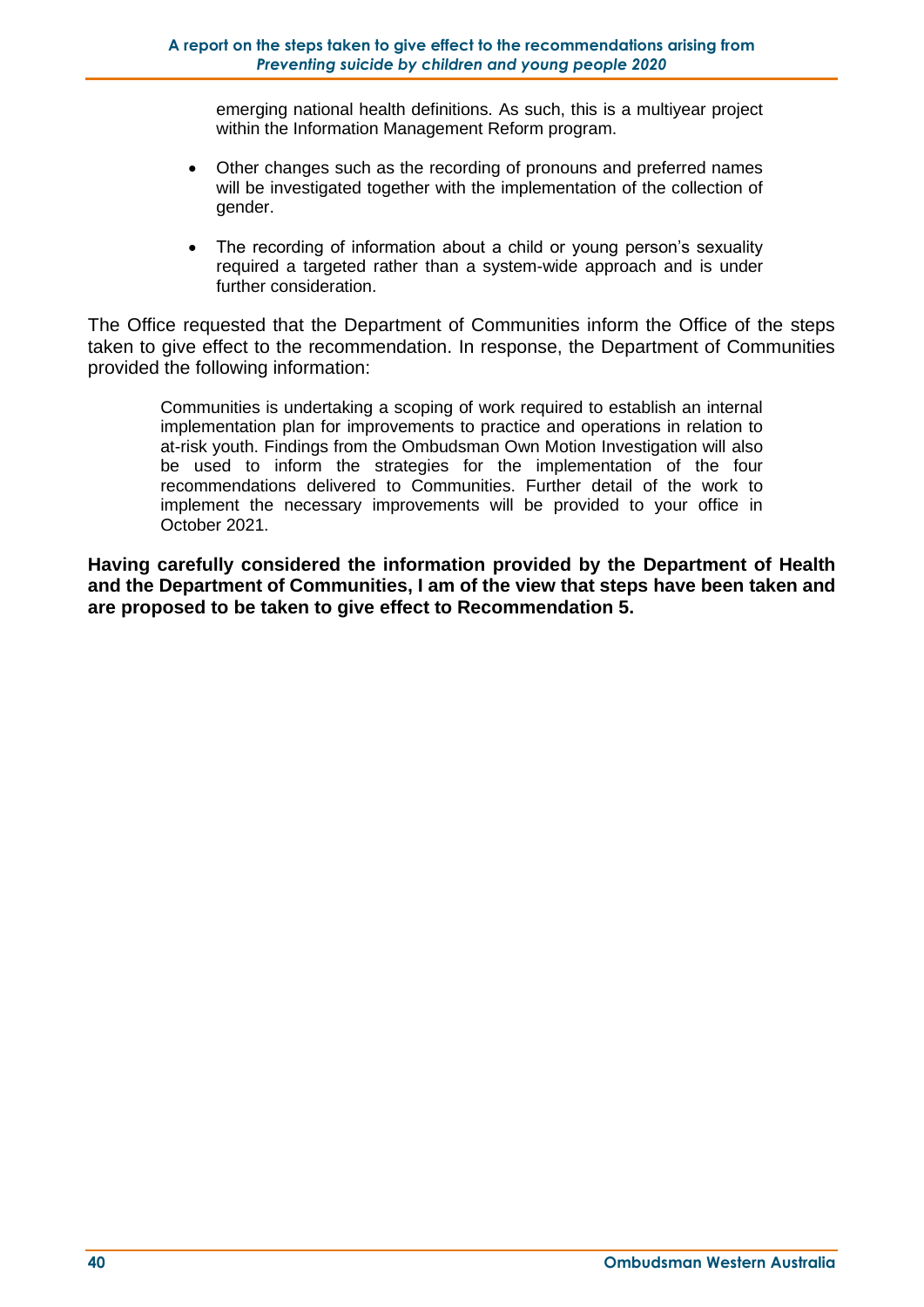emerging national health definitions. As such, this is a multiyear project within the Information Management Reform program.

- Other changes such as the recording of pronouns and preferred names will be investigated together with the implementation of the collection of gender.
- The recording of information about a child or young person's sexuality required a targeted rather than a system-wide approach and is under further consideration.

The Office requested that the Department of Communities inform the Office of the steps taken to give effect to the recommendation. In response, the Department of Communities provided the following information:

> Communities is undertaking a scoping of work required to establish an internal implementation plan for improvements to practice and operations in relation to at-risk youth. Findings from the Ombudsman Own Motion Investigation will also be used to inform the strategies for the implementation of the four recommendations delivered to Communities. Further detail of the work to implement the necessary improvements will be provided to your office in October 2021.

**Having carefully considered the information provided by the Department of Health and the Department of Communities, I am of the view that steps have been taken and are proposed to be taken to give effect to Recommendation 5.**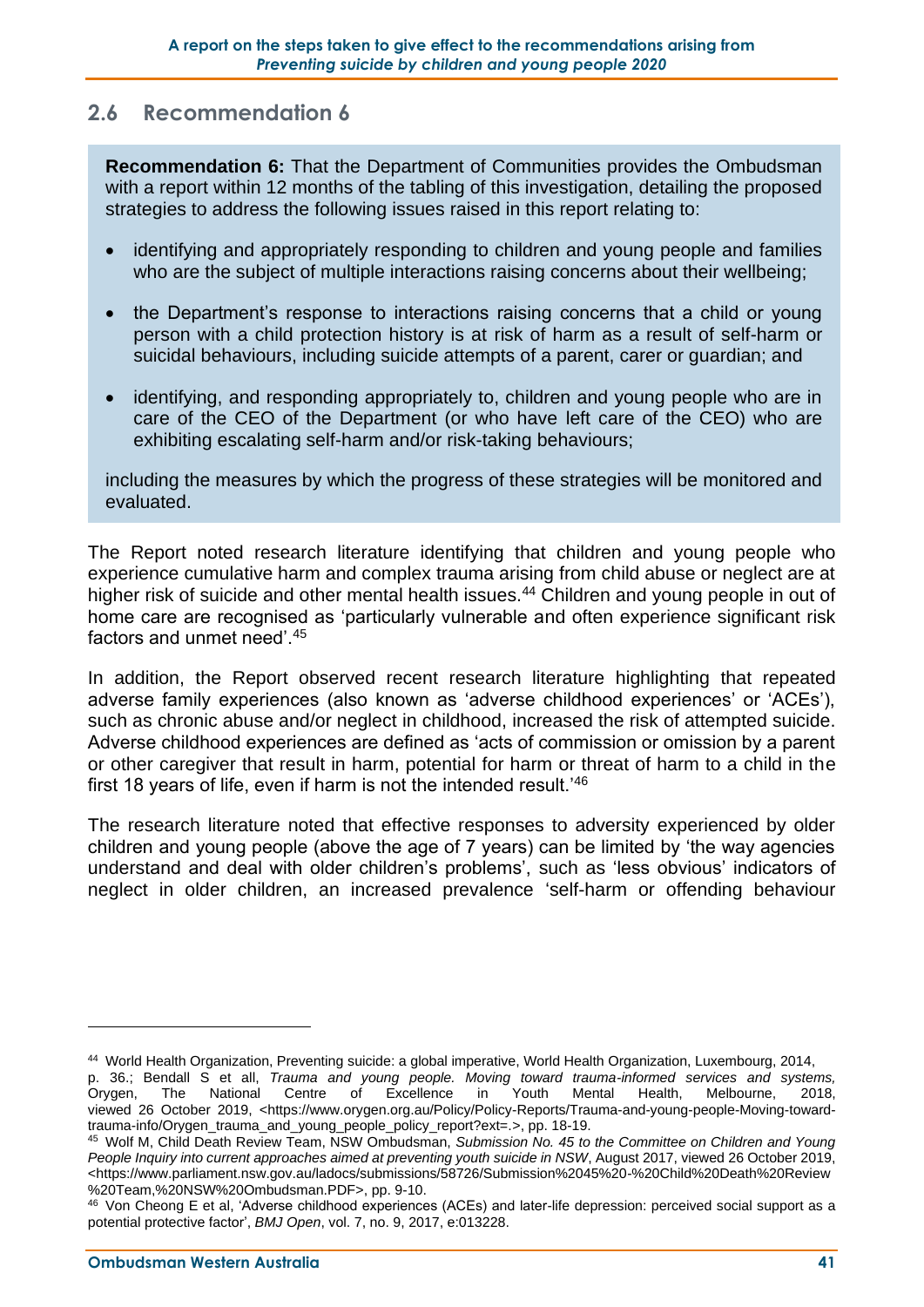## 2.6 Recommendation 6

**Recommendation 6:** That the Department of Communities provides the Ombudsman with a report within 12 months of the tabling of this investigation, detailing the proposed strategies to address the following issues raised in this report relating to:

- identifying and appropriately responding to children and young people and families who are the subject of multiple interactions raising concerns about their wellbeing;
- the Department's response to interactions raising concerns that a child or young person with a child protection history is at risk of harm as a result of self-harm or suicidal behaviours, including suicide attempts of a parent, carer or guardian; and
- identifying, and responding appropriately to, children and young people who are in care of the CEO of the Department (or who have left care of the CEO) who are exhibiting escalating self-harm and/or risk-taking behaviours;

including the measures by which the progress of these strategies will be monitored and evaluated.

The Report noted research literature identifying that children and young people who experience cumulative harm and complex trauma arising from child abuse or neglect are at higher risk of suicide and other mental health issues.[44] Children and young people in out of home care are recognised as 'particularly vulnerable and often experience significant risk factors and unmet need'.[45]

In addition, the Report observed recent research literature highlighting that repeated adverse family experiences (also known as 'adverse childhood experiences' or 'ACEs'), such as chronic abuse and/or neglect in childhood, increased the risk of attempted suicide. Adverse childhood experiences are defined as 'acts of commission or omission by a parent or other caregiver that result in harm, potential for harm or threat of harm to a child in the first 18 years of life, even if harm is not the intended result.'[46]

The research literature noted that effective responses to adversity experienced by older children and young people (above the age of 7 years) can be limited by 'the way agencies understand and deal with older children's problems', such as 'less obvious' indicators of neglect in older children, an increased prevalence 'self-harm or offending behaviour

---

[44] World Health Organization, Preventing suicide: a global imperative, World Health Organization, Luxembourg, 2014, p. 36.; Bendall S et all, *Trauma and young people. Moving toward trauma-informed services and systems,* Orygen, The National Centre of Excellence in Youth Mental Health, Melbourne, 2018, viewed 26 October 2019, <https://www.orygen.org.au/Policy/Policy-Reports/Trauma-and-young-people-Moving-toward-trauma-info/Orygen_trauma_and_young_people_policy_report?ext=.>, pp. 18-19.

[45] Wolf M, Child Death Review Team, NSW Ombudsman, *Submission No. 45 to the Committee on Children and Young People Inquiry into current approaches aimed at preventing youth suicide in NSW*, August 2017, viewed 26 October 2019, <https://www.parliament.nsw.gov.au/ladocs/submissions/58726/Submission%2045%20-%20Child%20Death%20Review%20Team,%20NSW%20Ombudsman.PDF>, pp. 9-10.

[46] Von Cheong E et al, 'Adverse childhood experiences (ACEs) and later-life depression: perceived social support as a potential protective factor', *BMJ Open*, vol. 7, no. 9, 2017, e:013228.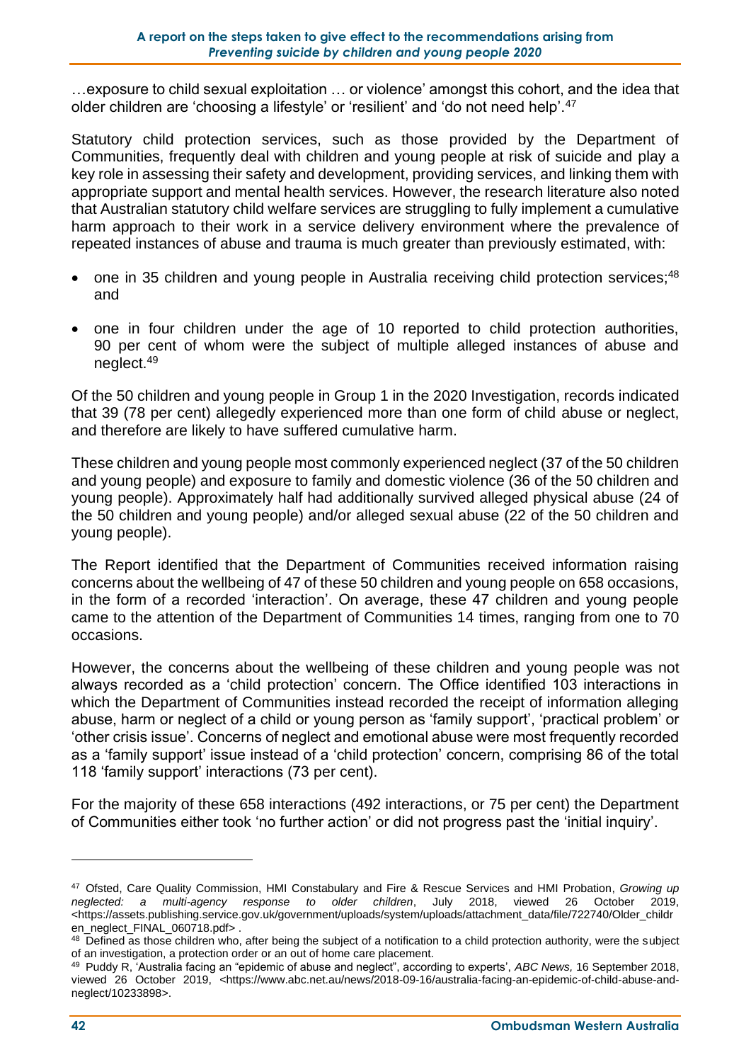…exposure to child sexual exploitation … or violence' amongst this cohort, and the idea that older children are 'choosing a lifestyle' or 'resilient' and 'do not need help'.[47]

Statutory child protection services, such as those provided by the Department of Communities, frequently deal with children and young people at risk of suicide and play a key role in assessing their safety and development, providing services, and linking them with appropriate support and mental health services. However, the research literature also noted that Australian statutory child welfare services are struggling to fully implement a cumulative harm approach to their work in a service delivery environment where the prevalence of repeated instances of abuse and trauma is much greater than previously estimated, with:

- one in 35 children and young people in Australia receiving child protection services;[48] and
- one in four children under the age of 10 reported to child protection authorities, 90 per cent of whom were the subject of multiple alleged instances of abuse and neglect.[49]

Of the 50 children and young people in Group 1 in the 2020 Investigation, records indicated that 39 (78 per cent) allegedly experienced more than one form of child abuse or neglect, and therefore are likely to have suffered cumulative harm.

These children and young people most commonly experienced neglect (37 of the 50 children and young people) and exposure to family and domestic violence (36 of the 50 children and young people). Approximately half had additionally survived alleged physical abuse (24 of the 50 children and young people) and/or alleged sexual abuse (22 of the 50 children and young people).

The Report identified that the Department of Communities received information raising concerns about the wellbeing of 47 of these 50 children and young people on 658 occasions, in the form of a recorded 'interaction'. On average, these 47 children and young people came to the attention of the Department of Communities 14 times, ranging from one to 70 occasions.

However, the concerns about the wellbeing of these children and young people was not always recorded as a 'child protection' concern. The Office identified 103 interactions in which the Department of Communities instead recorded the receipt of information alleging abuse, harm or neglect of a child or young person as 'family support', 'practical problem' or 'other crisis issue'. Concerns of neglect and emotional abuse were most frequently recorded as a 'family support' issue instead of a 'child protection' concern, comprising 86 of the total 118 'family support' interactions (73 per cent).

For the majority of these 658 interactions (492 interactions, or 75 per cent) the Department of Communities either took 'no further action' or did not progress past the 'initial inquiry'.

---

[47] Ofsted, Care Quality Commission, HMI Constabulary and Fire & Rescue Services and HMI Probation, *Growing up neglected: a multi-agency response to older children*, July 2018, viewed 26 October 2019, <https://assets.publishing.service.gov.uk/government/uploads/system/uploads/attachment_data/file/722740/Older_children_neglect_FINAL_060718.pdf> .

[48] Defined as those children who, after being the subject of a notification to a child protection authority, were the subject of an investigation, a protection order or an out of home care placement.

[49] Puddy R, 'Australia facing an "epidemic of abuse and neglect", according to experts', *ABC News,* 16 September 2018, viewed 26 October 2019, <https://www.abc.net.au/news/2018-09-16/australia-facing-an-epidemic-of-child-abuse-and-neglect/10233898>.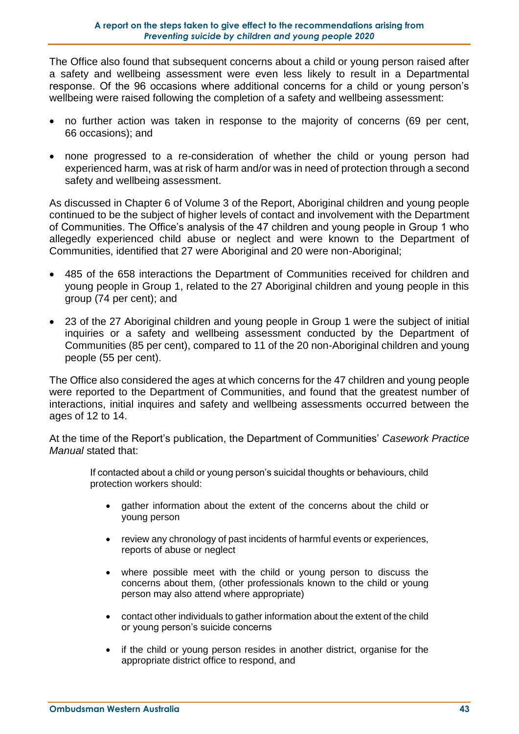The Office also found that subsequent concerns about a child or young person raised after a safety and wellbeing assessment were even less likely to result in a Departmental response. Of the 96 occasions where additional concerns for a child or young person's wellbeing were raised following the completion of a safety and wellbeing assessment:

- no further action was taken in response to the majority of concerns (69 per cent, 66 occasions); and
- none progressed to a re-consideration of whether the child or young person had experienced harm, was at risk of harm and/or was in need of protection through a second safety and wellbeing assessment.

As discussed in Chapter 6 of Volume 3 of the Report, Aboriginal children and young people continued to be the subject of higher levels of contact and involvement with the Department of Communities. The Office's analysis of the 47 children and young people in Group 1 who allegedly experienced child abuse or neglect and were known to the Department of Communities, identified that 27 were Aboriginal and 20 were non-Aboriginal;

- 485 of the 658 interactions the Department of Communities received for children and young people in Group 1, related to the 27 Aboriginal children and young people in this group (74 per cent); and
- 23 of the 27 Aboriginal children and young people in Group 1 were the subject of initial inquiries or a safety and wellbeing assessment conducted by the Department of Communities (85 per cent), compared to 11 of the 20 non-Aboriginal children and young people (55 per cent).

The Office also considered the ages at which concerns for the 47 children and young people were reported to the Department of Communities, and found that the greatest number of interactions, initial inquires and safety and wellbeing assessments occurred between the ages of 12 to 14.

At the time of the Report's publication, the Department of Communities' *Casework Practice Manual* stated that:

> If contacted about a child or young person's suicidal thoughts or behaviours, child protection workers should:
>
> - gather information about the extent of the concerns about the child or young person
> - review any chronology of past incidents of harmful events or experiences, reports of abuse or neglect
> - where possible meet with the child or young person to discuss the concerns about them, (other professionals known to the child or young person may also attend where appropriate)
> - contact other individuals to gather information about the extent of the child or young person's suicide concerns
> - if the child or young person resides in another district, organise for the appropriate district office to respond, and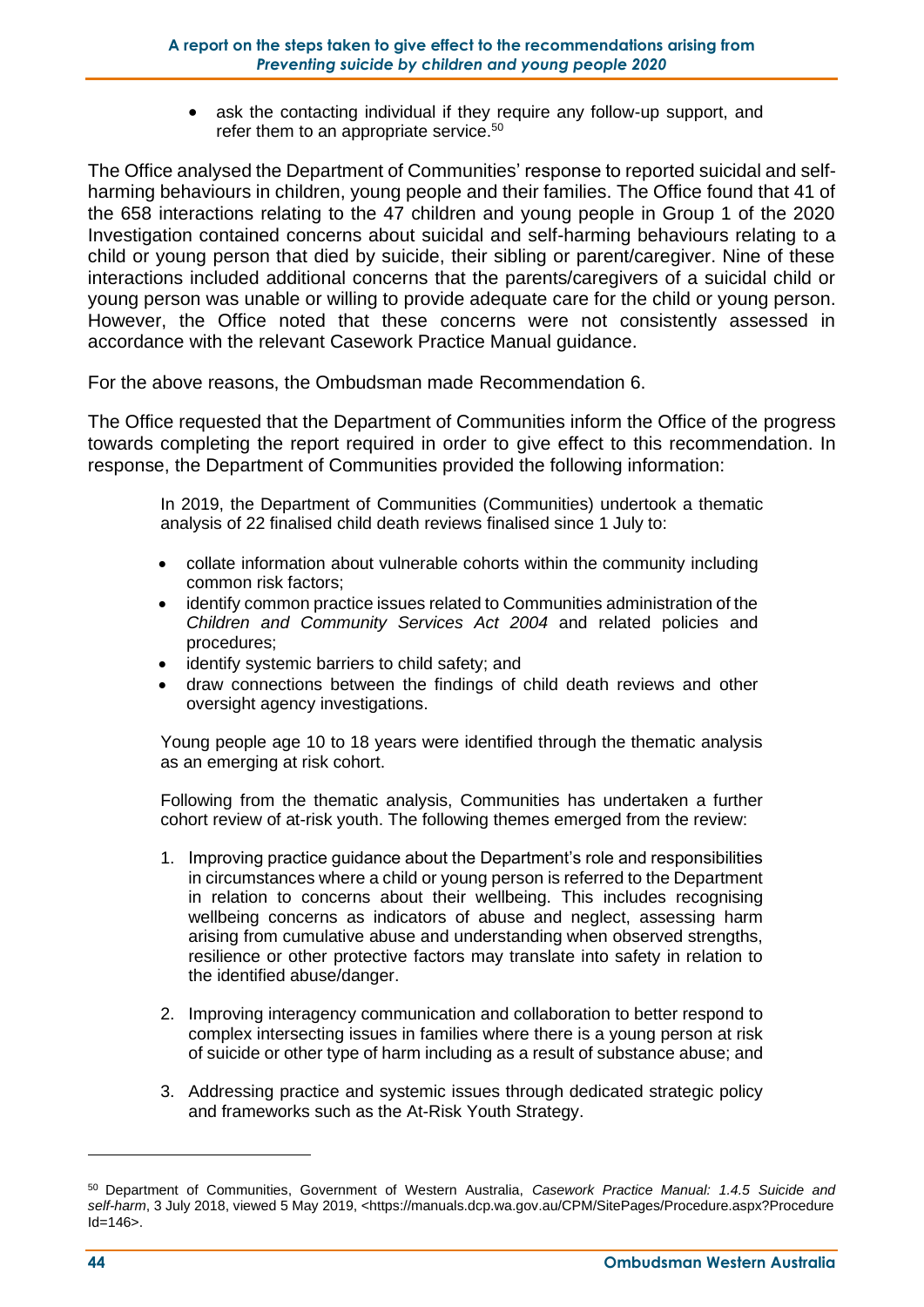- ask the contacting individual if they require any follow-up support, and refer them to an appropriate service.[50]

The Office analysed the Department of Communities' response to reported suicidal and self-harming behaviours in children, young people and their families. The Office found that 41 of the 658 interactions relating to the 47 children and young people in Group 1 of the 2020 Investigation contained concerns about suicidal and self-harming behaviours relating to a child or young person that died by suicide, their sibling or parent/caregiver. Nine of these interactions included additional concerns that the parents/caregivers of a suicidal child or young person was unable or willing to provide adequate care for the child or young person. However, the Office noted that these concerns were not consistently assessed in accordance with the relevant Casework Practice Manual guidance.

For the above reasons, the Ombudsman made Recommendation 6.

The Office requested that the Department of Communities inform the Office of the progress towards completing the report required in order to give effect to this recommendation. In response, the Department of Communities provided the following information:

> In 2019, the Department of Communities (Communities) undertook a thematic analysis of 22 finalised child death reviews finalised since 1 July to:
>
> - collate information about vulnerable cohorts within the community including common risk factors;
> - identify common practice issues related to Communities administration of the *Children and Community Services Act 2004* and related policies and procedures;
> - identify systemic barriers to child safety; and
> - draw connections between the findings of child death reviews and other oversight agency investigations.
>
> Young people age 10 to 18 years were identified through the thematic analysis as an emerging at risk cohort.
>
> Following from the thematic analysis, Communities has undertaken a further cohort review of at-risk youth. The following themes emerged from the review:
>
> 1. Improving practice guidance about the Department's role and responsibilities in circumstances where a child or young person is referred to the Department in relation to concerns about their wellbeing. This includes recognising wellbeing concerns as indicators of abuse and neglect, assessing harm arising from cumulative abuse and understanding when observed strengths, resilience or other protective factors may translate into safety in relation to the identified abuse/danger.
>
> 2. Improving interagency communication and collaboration to better respond to complex intersecting issues in families where there is a young person at risk of suicide or other type of harm including as a result of substance abuse; and
>
> 3. Addressing practice and systemic issues through dedicated strategic policy and frameworks such as the At-Risk Youth Strategy.

---

[50] Department of Communities, Government of Western Australia, *Casework Practice Manual: 1.4.5 Suicide and self-harm*, 3 July 2018, viewed 5 May 2019, <https://manuals.dcp.wa.gov.au/CPM/SitePages/Procedure.aspx?ProcedureId=146>.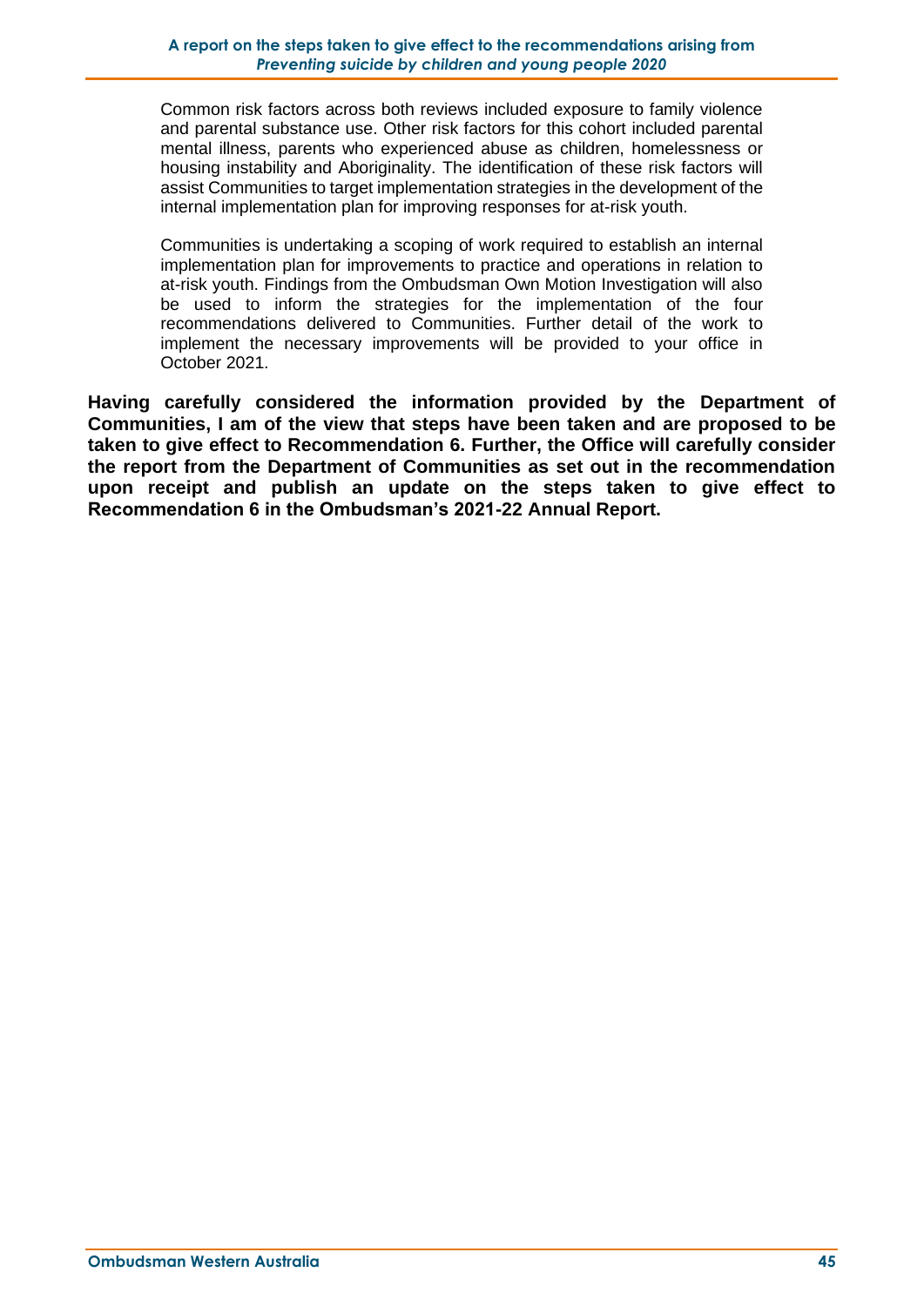> Common risk factors across both reviews included exposure to family violence and parental substance use. Other risk factors for this cohort included parental mental illness, parents who experienced abuse as children, homelessness or housing instability and Aboriginality. The identification of these risk factors will assist Communities to target implementation strategies in the development of the internal implementation plan for improving responses for at-risk youth.
>
> Communities is undertaking a scoping of work required to establish an internal implementation plan for improvements to practice and operations in relation to at-risk youth. Findings from the Ombudsman Own Motion Investigation will also be used to inform the strategies for the implementation of the four recommendations delivered to Communities. Further detail of the work to implement the necessary improvements will be provided to your office in October 2021.

**Having carefully considered the information provided by the Department of Communities, I am of the view that steps have been taken and are proposed to be taken to give effect to Recommendation 6. Further, the Office will carefully consider the report from the Department of Communities as set out in the recommendation upon receipt and publish an update on the steps taken to give effect to Recommendation 6 in the Ombudsman's 2021-22 Annual Report.**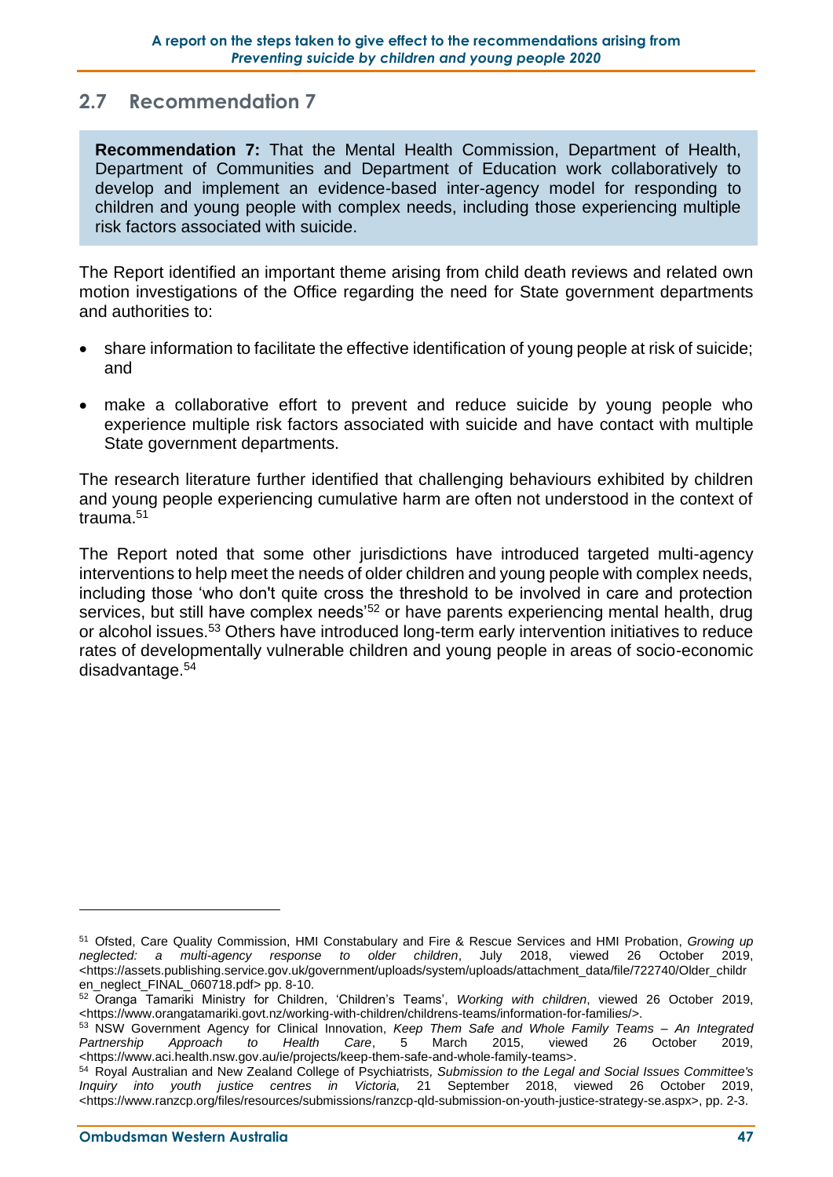## 2.7 Recommendation 7

**Recommendation 7:** That the Mental Health Commission, Department of Health, Department of Communities and Department of Education work collaboratively to develop and implement an evidence-based inter-agency model for responding to children and young people with complex needs, including those experiencing multiple risk factors associated with suicide.

The Report identified an important theme arising from child death reviews and related own motion investigations of the Office regarding the need for State government departments and authorities to:

- share information to facilitate the effective identification of young people at risk of suicide; and
- make a collaborative effort to prevent and reduce suicide by young people who experience multiple risk factors associated with suicide and have contact with multiple State government departments.

The research literature further identified that challenging behaviours exhibited by children and young people experiencing cumulative harm are often not understood in the context of trauma.[51]

The Report noted that some other jurisdictions have introduced targeted multi-agency interventions to help meet the needs of older children and young people with complex needs, including those 'who don't quite cross the threshold to be involved in care and protection services, but still have complex needs'[52] or have parents experiencing mental health, drug or alcohol issues.[53] Others have introduced long-term early intervention initiatives to reduce rates of developmentally vulnerable children and young people in areas of socio-economic disadvantage.[54]

---

[51] Ofsted, Care Quality Commission, HMI Constabulary and Fire & Rescue Services and HMI Probation, *Growing up neglected: a multi-agency response to older children*, July 2018, viewed 26 October 2019, <https://assets.publishing.service.gov.uk/government/uploads/system/uploads/attachment_data/file/722740/Older_children_neglect_FINAL_060718.pdf> pp. 8-10.

[52] Oranga Tamariki Ministry for Children, 'Children's Teams', *Working with children*, viewed 26 October 2019, <https://www.orangatamariki.govt.nz/working-with-children/childrens-teams/information-for-families/>.

[53] NSW Government Agency for Clinical Innovation, *Keep Them Safe and Whole Family Teams – An Integrated Partnership Approach to Health Care*, 5 March 2015, viewed 26 October 2019, <https://www.aci.health.nsw.gov.au/ie/projects/keep-them-safe-and-whole-family-teams>.

[54] Royal Australian and New Zealand College of Psychiatrists, *Submission to the Legal and Social Issues Committee's Inquiry into youth justice centres in Victoria,* 21 September 2018, viewed 26 October 2019, <https://www.ranzcp.org/files/resources/submissions/ranzcp-qld-submission-on-youth-justice-strategy-se.aspx>, pp. 2-3.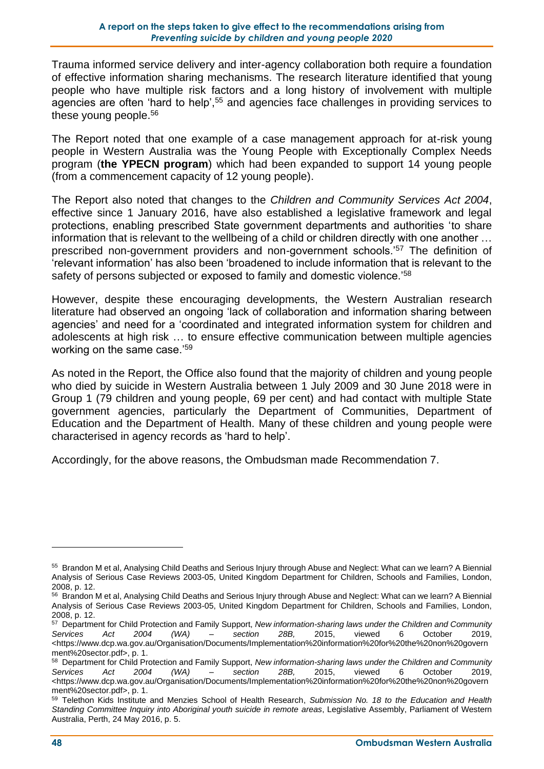Trauma informed service delivery and inter-agency collaboration both require a foundation of effective information sharing mechanisms. The research literature identified that young people who have multiple risk factors and a long history of involvement with multiple agencies are often 'hard to help',[55] and agencies face challenges in providing services to these young people.[56]

The Report noted that one example of a case management approach for at-risk young people in Western Australia was the Young People with Exceptionally Complex Needs program (**the YPECN program**) which had been expanded to support 14 young people (from a commencement capacity of 12 young people).

The Report also noted that changes to the *Children and Community Services Act 2004*, effective since 1 January 2016, have also established a legislative framework and legal protections, enabling prescribed State government departments and authorities 'to share information that is relevant to the wellbeing of a child or children directly with one another … prescribed non-government providers and non-government schools.'[57] The definition of 'relevant information' has also been 'broadened to include information that is relevant to the safety of persons subjected or exposed to family and domestic violence.'[58]

However, despite these encouraging developments, the Western Australian research literature had observed an ongoing 'lack of collaboration and information sharing between agencies' and need for a 'coordinated and integrated information system for children and adolescents at high risk … to ensure effective communication between multiple agencies working on the same case.'[59]

As noted in the Report, the Office also found that the majority of children and young people who died by suicide in Western Australia between 1 July 2009 and 30 June 2018 were in Group 1 (79 children and young people, 69 per cent) and had contact with multiple State government agencies, particularly the Department of Communities, Department of Education and the Department of Health. Many of these children and young people were characterised in agency records as 'hard to help'.

Accordingly, for the above reasons, the Ombudsman made Recommendation 7.

---

[55] Brandon M et al, Analysing Child Deaths and Serious Injury through Abuse and Neglect: What can we learn? A Biennial Analysis of Serious Case Reviews 2003-05, United Kingdom Department for Children, Schools and Families, London, 2008, p. 12.

[56] Brandon M et al, Analysing Child Deaths and Serious Injury through Abuse and Neglect: What can we learn? A Biennial Analysis of Serious Case Reviews 2003-05, United Kingdom Department for Children, Schools and Families, London, 2008, p. 12.

[57] Department for Child Protection and Family Support, *New information-sharing laws under the Children and Community Services Act 2004 (WA) – section 28B,* 2015, viewed 6 October 2019, <https://www.dcp.wa.gov.au/Organisation/Documents/Implementation%20information%20for%20the%20non%20government%20sector.pdf>, p. 1.

[58] Department for Child Protection and Family Support, *New information-sharing laws under the Children and Community Services Act 2004 (WA) – section 28B,* 2015, viewed 6 October 2019, <https://www.dcp.wa.gov.au/Organisation/Documents/Implementation%20information%20for%20the%20non%20government%20sector.pdf>, p. 1.

[59] Telethon Kids Institute and Menzies School of Health Research, *Submission No. 18 to the Education and Health Standing Committee Inquiry into Aboriginal youth suicide in remote areas*, Legislative Assembly, Parliament of Western Australia, Perth, 24 May 2016, p. 5.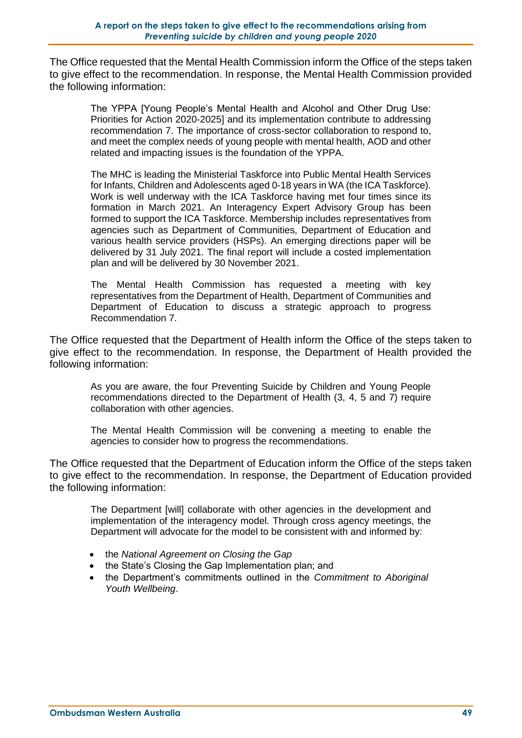The Office requested that the Mental Health Commission inform the Office of the steps taken to give effect to the recommendation. In response, the Mental Health Commission provided the following information:

> The YPPA [Young People's Mental Health and Alcohol and Other Drug Use: Priorities for Action 2020-2025] and its implementation contribute to addressing recommendation 7. The importance of cross-sector collaboration to respond to, and meet the complex needs of young people with mental health, AOD and other related and impacting issues is the foundation of the YPPA.
>
> The MHC is leading the Ministerial Taskforce into Public Mental Health Services for Infants, Children and Adolescents aged 0-18 years in WA (the ICA Taskforce). Work is well underway with the ICA Taskforce having met four times since its formation in March 2021. An Interagency Expert Advisory Group has been formed to support the ICA Taskforce. Membership includes representatives from agencies such as Department of Communities, Department of Education and various health service providers (HSPs). An emerging directions paper will be delivered by 31 July 2021. The final report will include a costed implementation plan and will be delivered by 30 November 2021.
>
> The Mental Health Commission has requested a meeting with key representatives from the Department of Health, Department of Communities and Department of Education to discuss a strategic approach to progress Recommendation 7.

The Office requested that the Department of Health inform the Office of the steps taken to give effect to the recommendation. In response, the Department of Health provided the following information:

> As you are aware, the four Preventing Suicide by Children and Young People recommendations directed to the Department of Health (3, 4, 5 and 7) require collaboration with other agencies.
>
> The Mental Health Commission will be convening a meeting to enable the agencies to consider how to progress the recommendations.

The Office requested that the Department of Education inform the Office of the steps taken to give effect to the recommendation. In response, the Department of Education provided the following information:

> The Department [will] collaborate with other agencies in the development and implementation of the interagency model. Through cross agency meetings, the Department will advocate for the model to be consistent with and informed by:
>
> - the *National Agreement on Closing the Gap*
> - the State's Closing the Gap Implementation plan; and
> - the Department's commitments outlined in the *Commitment to Aboriginal Youth Wellbeing*.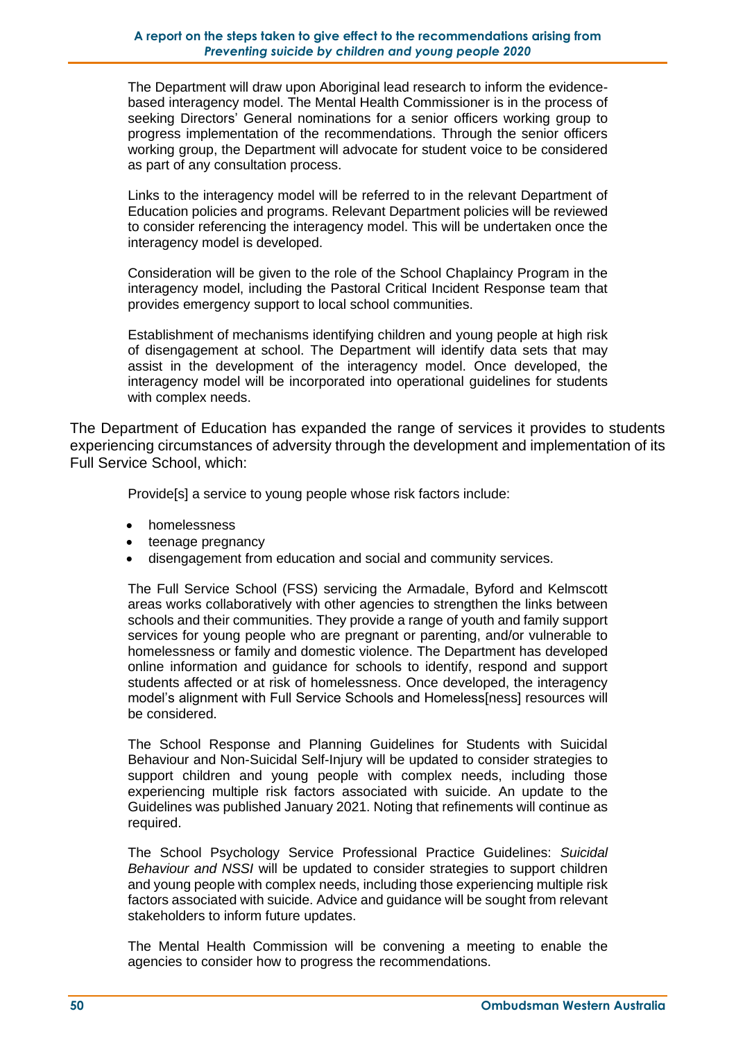The Department will draw upon Aboriginal lead research to inform the evidence-based interagency model. The Mental Health Commissioner is in the process of seeking Directors' General nominations for a senior officers working group to progress implementation of the recommendations. Through the senior officers working group, the Department will advocate for student voice to be considered as part of any consultation process.

Links to the interagency model will be referred to in the relevant Department of Education policies and programs. Relevant Department policies will be reviewed to consider referencing the interagency model. This will be undertaken once the interagency model is developed.

Consideration will be given to the role of the School Chaplaincy Program in the interagency model, including the Pastoral Critical Incident Response team that provides emergency support to local school communities.

Establishment of mechanisms identifying children and young people at high risk of disengagement at school. The Department will identify data sets that may assist in the development of the interagency model. Once developed, the interagency model will be incorporated into operational guidelines for students with complex needs.

The Department of Education has expanded the range of services it provides to students experiencing circumstances of adversity through the development and implementation of its Full Service School, which:

> Provide[s] a service to young people whose risk factors include:
>
> - homelessness
> - teenage pregnancy
> - disengagement from education and social and community services.
>
> The Full Service School (FSS) servicing the Armadale, Byford and Kelmscott areas works collaboratively with other agencies to strengthen the links between schools and their communities. They provide a range of youth and family support services for young people who are pregnant or parenting, and/or vulnerable to homelessness or family and domestic violence. The Department has developed online information and guidance for schools to identify, respond and support students affected or at risk of homelessness. Once developed, the interagency model's alignment with Full Service Schools and Homeless[ness] resources will be considered.
>
> The School Response and Planning Guidelines for Students with Suicidal Behaviour and Non-Suicidal Self-Injury will be updated to consider strategies to support children and young people with complex needs, including those experiencing multiple risk factors associated with suicide. An update to the Guidelines was published January 2021. Noting that refinements will continue as required.
>
> The School Psychology Service Professional Practice Guidelines: *Suicidal Behaviour and NSSI* will be updated to consider strategies to support children and young people with complex needs, including those experiencing multiple risk factors associated with suicide. Advice and guidance will be sought from relevant stakeholders to inform future updates.
>
> The Mental Health Commission will be convening a meeting to enable the agencies to consider how to progress the recommendations.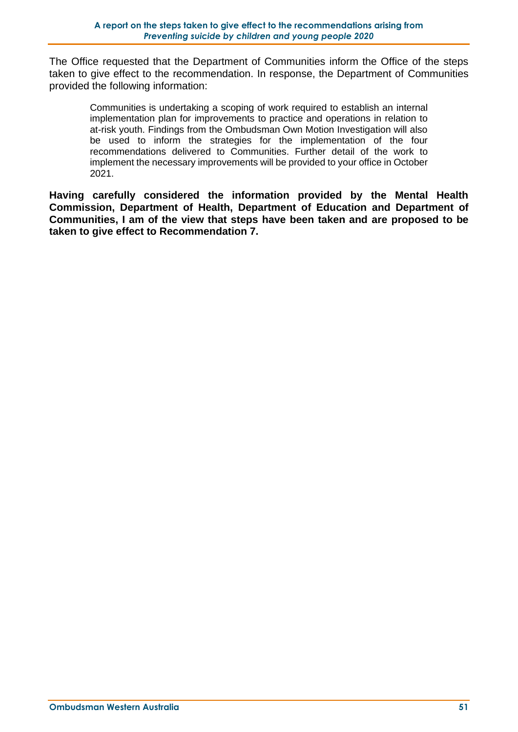The Office requested that the Department of Communities inform the Office of the steps taken to give effect to the recommendation. In response, the Department of Communities provided the following information:

> Communities is undertaking a scoping of work required to establish an internal implementation plan for improvements to practice and operations in relation to at-risk youth. Findings from the Ombudsman Own Motion Investigation will also be used to inform the strategies for the implementation of the four recommendations delivered to Communities. Further detail of the work to implement the necessary improvements will be provided to your office in October 2021.

**Having carefully considered the information provided by the Mental Health Commission, Department of Health, Department of Education and Department of Communities, I am of the view that steps have been taken and are proposed to be taken to give effect to Recommendation 7.**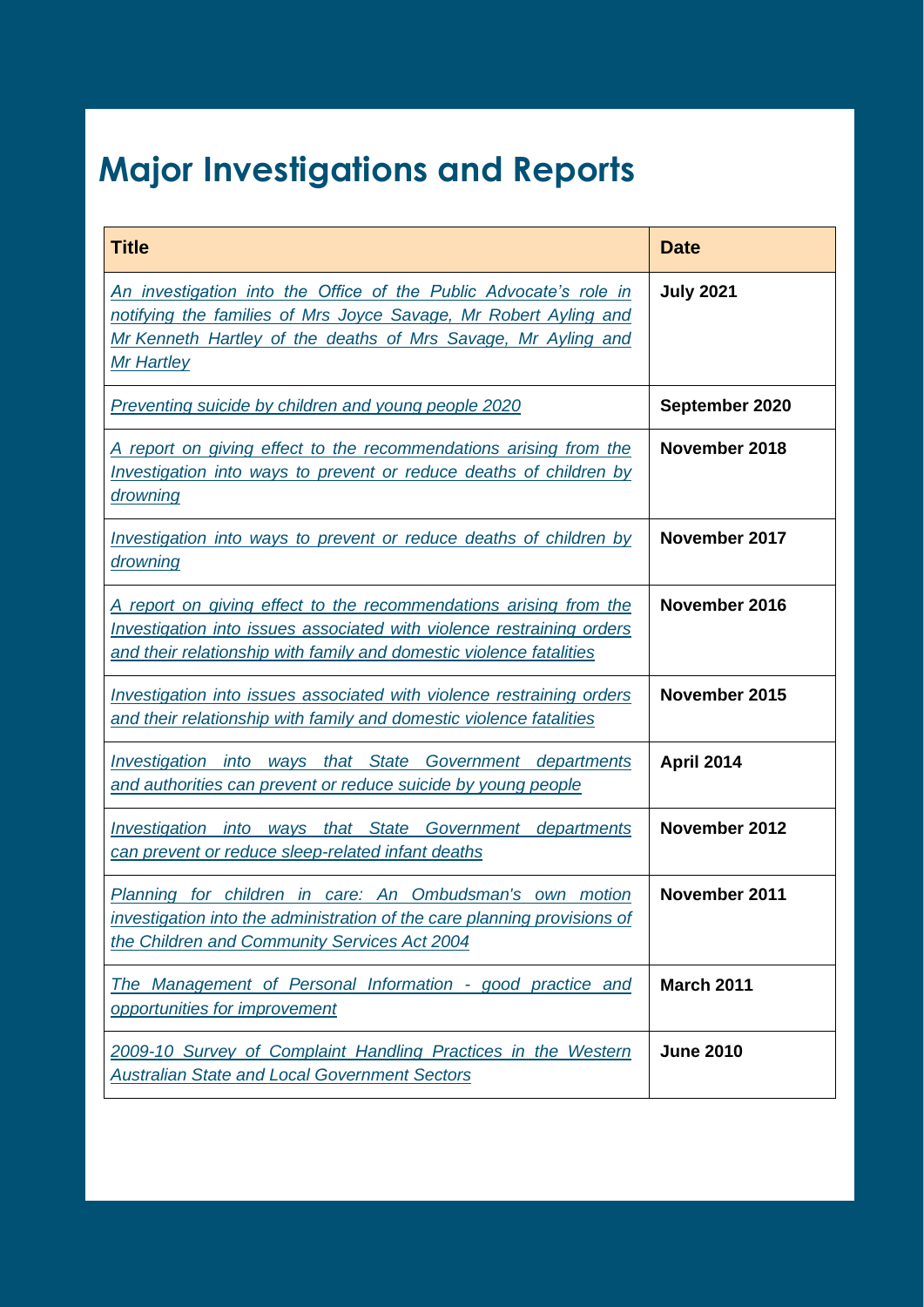# Major Investigations and Reports

| Title | Date |
|---|---|
| *An investigation into the Office of the Public Advocate's role in notifying the families of Mrs Joyce Savage, Mr Robert Ayling and Mr Kenneth Hartley of the deaths of Mrs Savage, Mr Ayling and Mr Hartley* | **July 2021** |
| *Preventing suicide by children and young people 2020* | **September 2020** |
| *A report on giving effect to the recommendations arising from the Investigation into ways to prevent or reduce deaths of children by drowning* | **November 2018** |
| *Investigation into ways to prevent or reduce deaths of children by drowning* | **November 2017** |
| *A report on giving effect to the recommendations arising from the Investigation into issues associated with violence restraining orders and their relationship with family and domestic violence fatalities* | **November 2016** |
| *Investigation into issues associated with violence restraining orders and their relationship with family and domestic violence fatalities* | **November 2015** |
| *Investigation into ways that State Government departments and authorities can prevent or reduce suicide by young people* | **April 2014** |
| *Investigation into ways that State Government departments can prevent or reduce sleep-related infant deaths* | **November 2012** |
| *Planning for children in care: An Ombudsman's own motion investigation into the administration of the care planning provisions of the Children and Community Services Act 2004* | **November 2011** |
| *The Management of Personal Information - good practice and opportunities for improvement* | **March 2011** |
| *2009-10 Survey of Complaint Handling Practices in the Western Australian State and Local Government Sectors* | **June 2010** |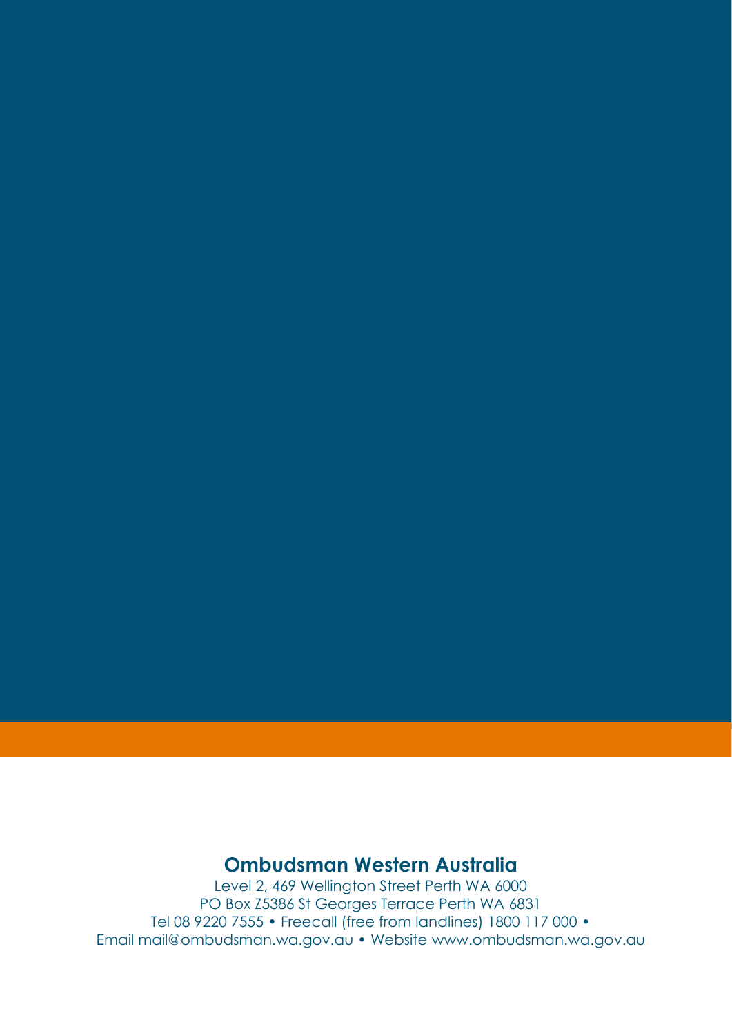**Ombudsman Western Australia**

Level 2, 469 Wellington Street Perth WA 6000
PO Box Z5386 St Georges Terrace Perth WA 6831
Tel 08 9220 7555 • Freecall (free from landlines) 1800 117 000 •
Email mail@ombudsman.wa.gov.au • Website www.ombudsman.wa.gov.au